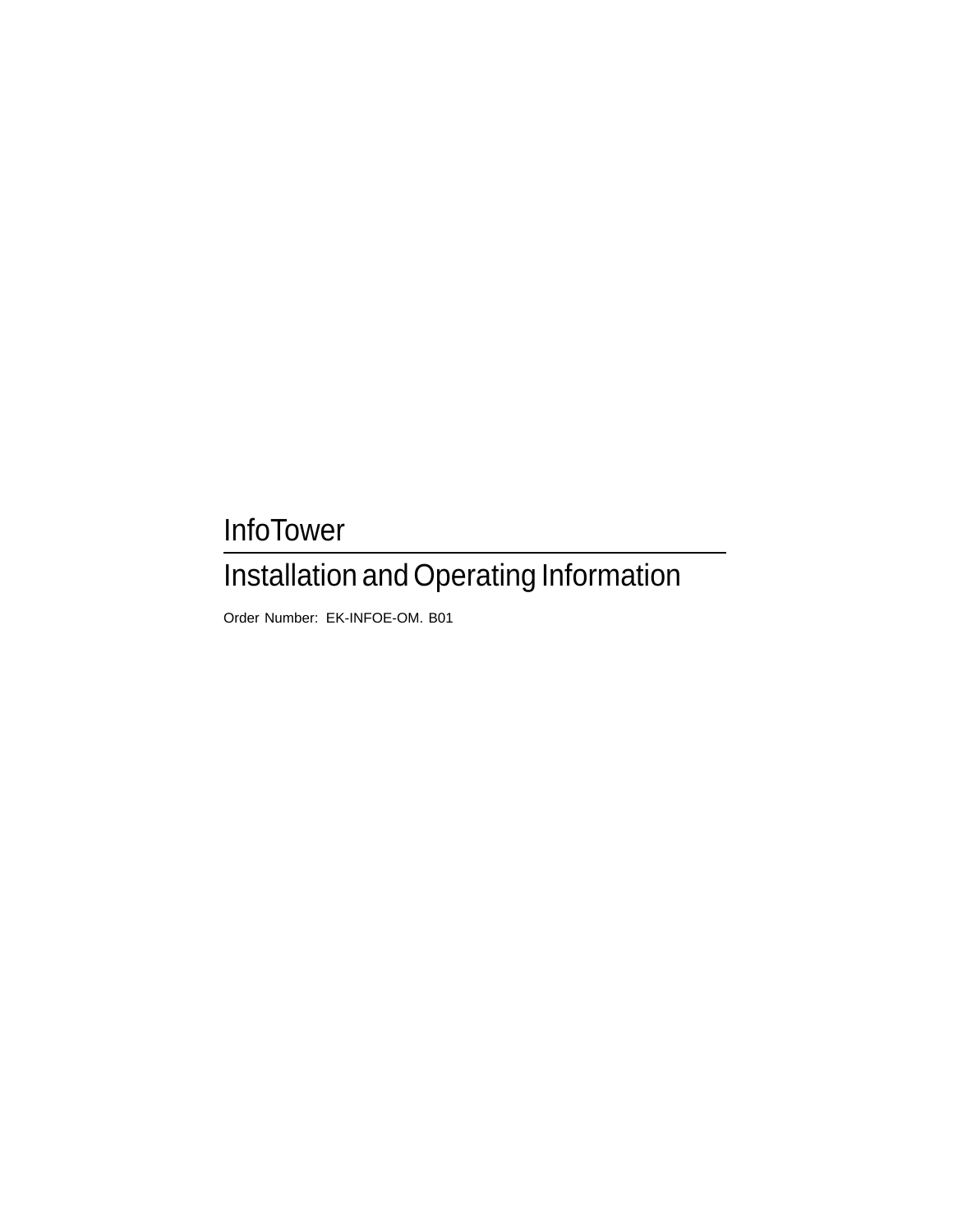# InfoTower

## Installation and Operating Information

Order Number: EK-INFOE-OM. B01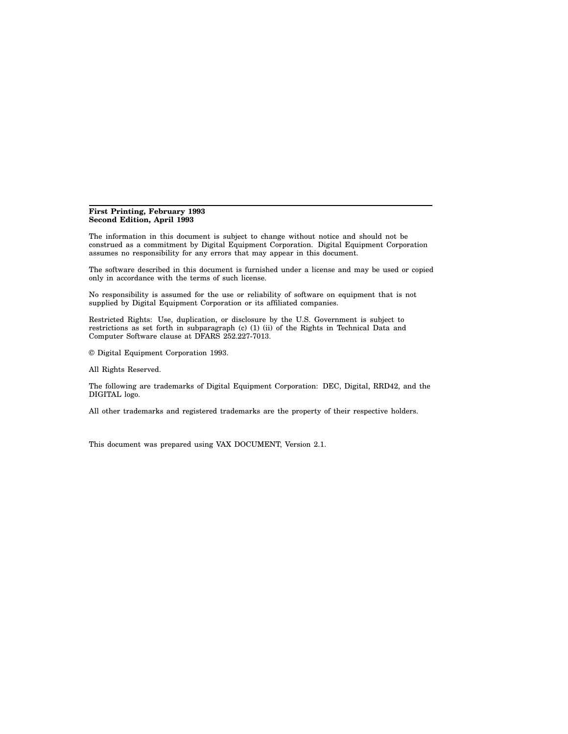**First Printing, February 1993**
**Second Edition, April 1993**

The information in this document is subject to change without notice and should not be construed as a commitment by Digital Equipment Corporation. Digital Equipment Corporation assumes no responsibility for any errors that may appear in this document.

The software described in this document is furnished under a license and may be used or copied only in accordance with the terms of such license.

No responsibility is assumed for the use or reliability of software on equipment that is not supplied by Digital Equipment Corporation or its affiliated companies.

Restricted Rights: Use, duplication, or disclosure by the U.S. Government is subject to restrictions as set forth in subparagraph (c) (1) (ii) of the Rights in Technical Data and Computer Software clause at DFARS 252.227-7013.

© Digital Equipment Corporation 1993.

All Rights Reserved.

The following are trademarks of Digital Equipment Corporation: DEC, Digital, RRD42, and the DIGITAL logo.

All other trademarks and registered trademarks are the property of their respective holders.

This document was prepared using VAX DOCUMENT, Version 2.1.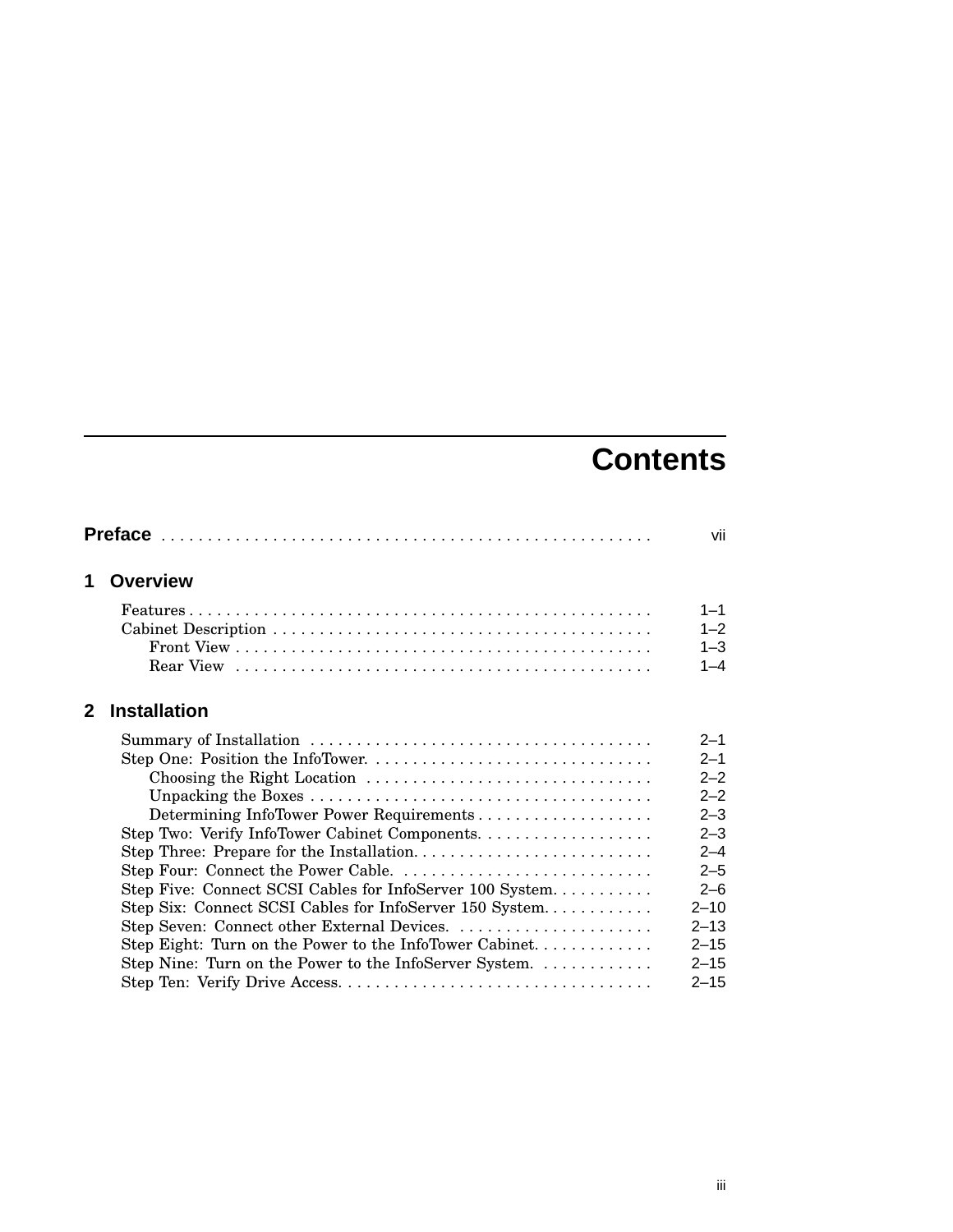# Contents

**Preface** . . . . . . . . . . . . . . . . . . . . . . . . . . . . . . . . . . . . . . . . . . . . . . . . . . . vii

## 1 Overview

Features . . . . . . . . . . . . . . . . . . . . . . . . . . . . . . . . . . . . . . . . . . . . . . . . . . 1–1
Cabinet Description . . . . . . . . . . . . . . . . . . . . . . . . . . . . . . . . . . . . . . . . . 1–2
    Front View . . . . . . . . . . . . . . . . . . . . . . . . . . . . . . . . . . . . . . . . . . . . 1–3
    Rear View . . . . . . . . . . . . . . . . . . . . . . . . . . . . . . . . . . . . . . . . . . . . 1–4

## 2 Installation

Summary of Installation . . . . . . . . . . . . . . . . . . . . . . . . . . . . . . . . . . . . 2–1
Step One: Position the InfoTower. . . . . . . . . . . . . . . . . . . . . . . . . . . . . . . 2–1
    Choosing the Right Location . . . . . . . . . . . . . . . . . . . . . . . . . . . . . . . 2–2
    Unpacking the Boxes . . . . . . . . . . . . . . . . . . . . . . . . . . . . . . . . . . . . 2–2
    Determining InfoTower Power Requirements . . . . . . . . . . . . . . . . . . . 2–3
Step Two: Verify InfoTower Cabinet Components. . . . . . . . . . . . . . . . . . . 2–3
Step Three: Prepare for the Installation. . . . . . . . . . . . . . . . . . . . . . . . . . 2–4
Step Four: Connect the Power Cable. . . . . . . . . . . . . . . . . . . . . . . . . . . 2–5
Step Five: Connect SCSI Cables for InfoServer 100 System. . . . . . . . . . . 2–6
Step Six: Connect SCSI Cables for InfoServer 150 System. . . . . . . . . . . . 2–10
Step Seven: Connect other External Devices. . . . . . . . . . . . . . . . . . . . . 2–13
Step Eight: Turn on the Power to the InfoTower Cabinet. . . . . . . . . . . . . 2–15
Step Nine: Turn on the Power to the InfoServer System. . . . . . . . . . . . . 2–15
Step Ten: Verify Drive Access. . . . . . . . . . . . . . . . . . . . . . . . . . . . . . . . . 2–15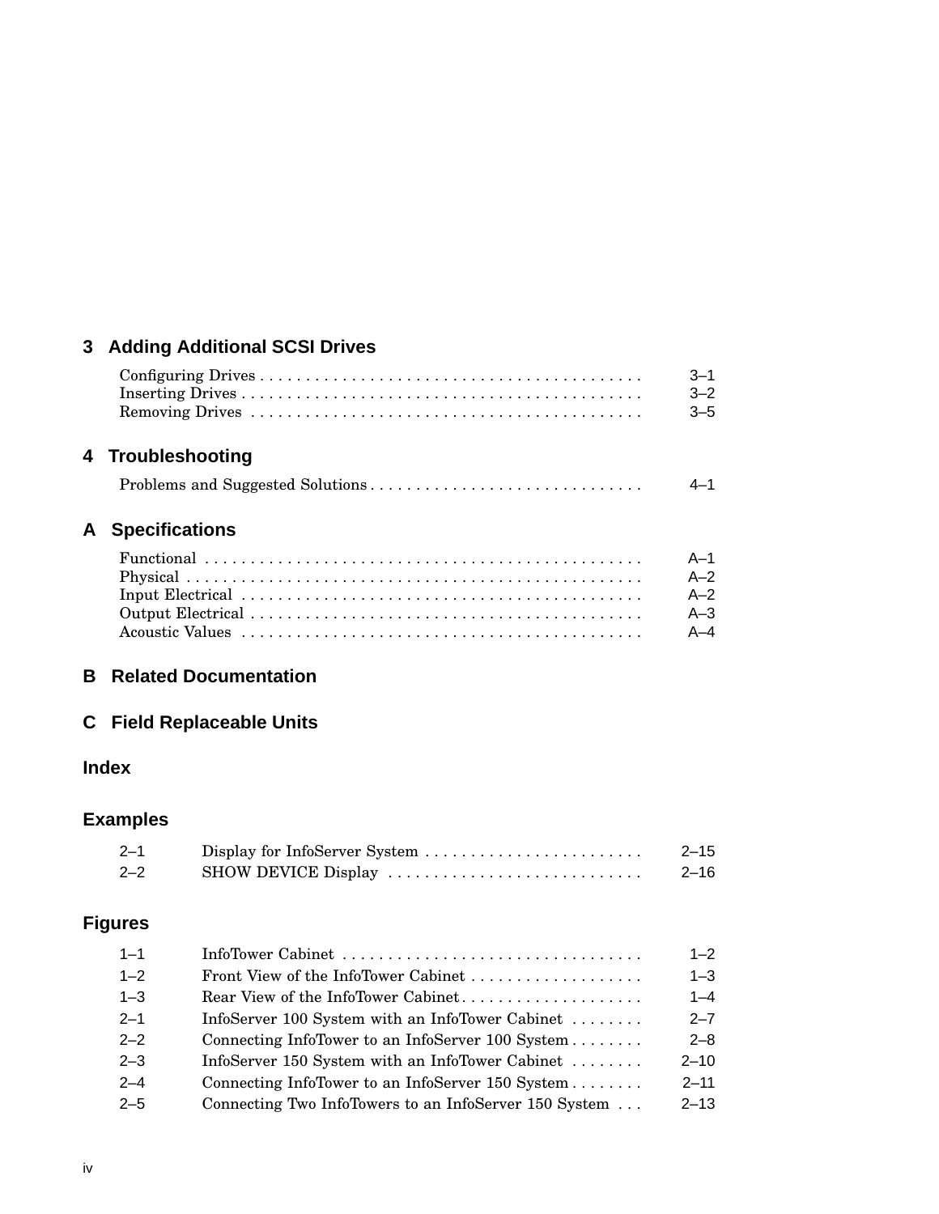## 3 Adding Additional SCSI Drives

Configuring Drives . . . . . . . . . . . . . . . . . . . . . . . . . . . . . . . . . . . . . . . . . 3–1
Inserting Drives . . . . . . . . . . . . . . . . . . . . . . . . . . . . . . . . . . . . . . . . . . . 3–2
Removing Drives . . . . . . . . . . . . . . . . . . . . . . . . . . . . . . . . . . . . . . . . . . 3–5

## 4 Troubleshooting

Problems and Suggested Solutions . . . . . . . . . . . . . . . . . . . . . . . . . . . . . 4–1

## A Specifications

Functional . . . . . . . . . . . . . . . . . . . . . . . . . . . . . . . . . . . . . . . . . . . . . . . A–1
Physical . . . . . . . . . . . . . . . . . . . . . . . . . . . . . . . . . . . . . . . . . . . . . . . . . A–2
Input Electrical . . . . . . . . . . . . . . . . . . . . . . . . . . . . . . . . . . . . . . . . . . . A–2
Output Electrical . . . . . . . . . . . . . . . . . . . . . . . . . . . . . . . . . . . . . . . . . . A–3
Acoustic Values . . . . . . . . . . . . . . . . . . . . . . . . . . . . . . . . . . . . . . . . . . . A–4

## B Related Documentation

## C Field Replaceable Units

## Index

## Examples

| | | |
|---|---|---|
| 2–1 | Display for InfoServer System . . . . . . . . . . . . . . . . . . . . . . . . | 2–15 |
| 2–2 | SHOW DEVICE Display . . . . . . . . . . . . . . . . . . . . . . . . . . . . | 2–16 |

## Figures

| | | |
|---|---|---|
| 1–1 | InfoTower Cabinet . . . . . . . . . . . . . . . . . . . . . . . . . . . . . . . . . | 1–2 |
| 1–2 | Front View of the InfoTower Cabinet . . . . . . . . . . . . . . . . . . . | 1–3 |
| 1–3 | Rear View of the InfoTower Cabinet . . . . . . . . . . . . . . . . . . . . | 1–4 |
| 2–1 | InfoServer 100 System with an InfoTower Cabinet . . . . . . . . | 2–7 |
| 2–2 | Connecting InfoTower to an InfoServer 100 System . . . . . . . . | 2–8 |
| 2–3 | InfoServer 150 System with an InfoTower Cabinet . . . . . . . . | 2–10 |
| 2–4 | Connecting InfoTower to an InfoServer 150 System . . . . . . . . | 2–11 |
| 2–5 | Connecting Two InfoTowers to an InfoServer 150 System . . . | 2–13 |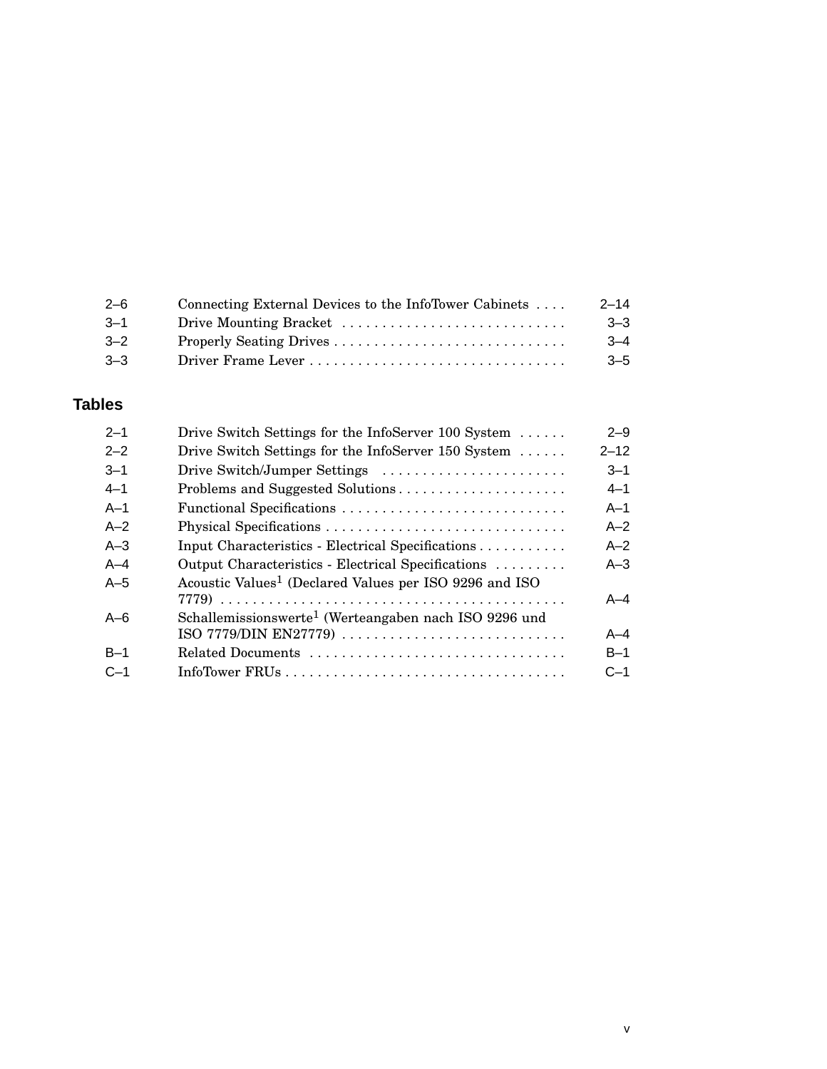| | | |
|---|---|---|
| 2–6 | Connecting External Devices to the InfoTower Cabinets | 2–14 |
| 3–1 | Drive Mounting Bracket | 3–3 |
| 3–2 | Properly Seating Drives | 3–4 |
| 3–3 | Driver Frame Lever | 3–5 |

## Tables

| | | |
|---|---|---|
| 2–1 | Drive Switch Settings for the InfoServer 100 System | 2–9 |
| 2–2 | Drive Switch Settings for the InfoServer 150 System | 2–12 |
| 3–1 | Drive Switch/Jumper Settings | 3–1 |
| 4–1 | Problems and Suggested Solutions | 4–1 |
| A–1 | Functional Specifications | A–1 |
| A–2 | Physical Specifications | A–2 |
| A–3 | Input Characteristics - Electrical Specifications | A–2 |
| A–4 | Output Characteristics - Electrical Specifications | A–3 |
| A–5 | Acoustic Values[1] (Declared Values per ISO 9296 and ISO 7779) | A–4 |
| A–6 | Schallemissionswerte[1] (Werteangaben nach ISO 9296 und ISO 7779/DIN EN27779) | A–4 |
| B–1 | Related Documents | B–1 |
| C–1 | InfoTower FRUs | C–1 |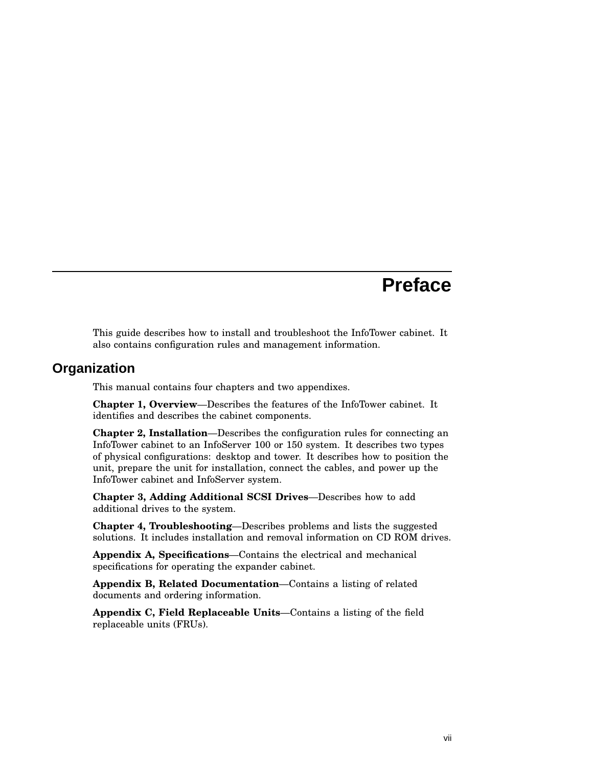# Preface

This guide describes how to install and troubleshoot the InfoTower cabinet. It also contains configuration rules and management information.

## Organization

This manual contains four chapters and two appendixes.

**Chapter 1, Overview**—Describes the features of the InfoTower cabinet. It identifies and describes the cabinet components.

**Chapter 2, Installation**—Describes the configuration rules for connecting an InfoTower cabinet to an InfoServer 100 or 150 system. It describes two types of physical configurations: desktop and tower. It describes how to position the unit, prepare the unit for installation, connect the cables, and power up the InfoTower cabinet and InfoServer system.

**Chapter 3, Adding Additional SCSI Drives**—Describes how to add additional drives to the system.

**Chapter 4, Troubleshooting**—Describes problems and lists the suggested solutions. It includes installation and removal information on CD ROM drives.

**Appendix A, Specifications**—Contains the electrical and mechanical specifications for operating the expander cabinet.

**Appendix B, Related Documentation**—Contains a listing of related documents and ordering information.

**Appendix C, Field Replaceable Units**—Contains a listing of the field replaceable units (FRUs).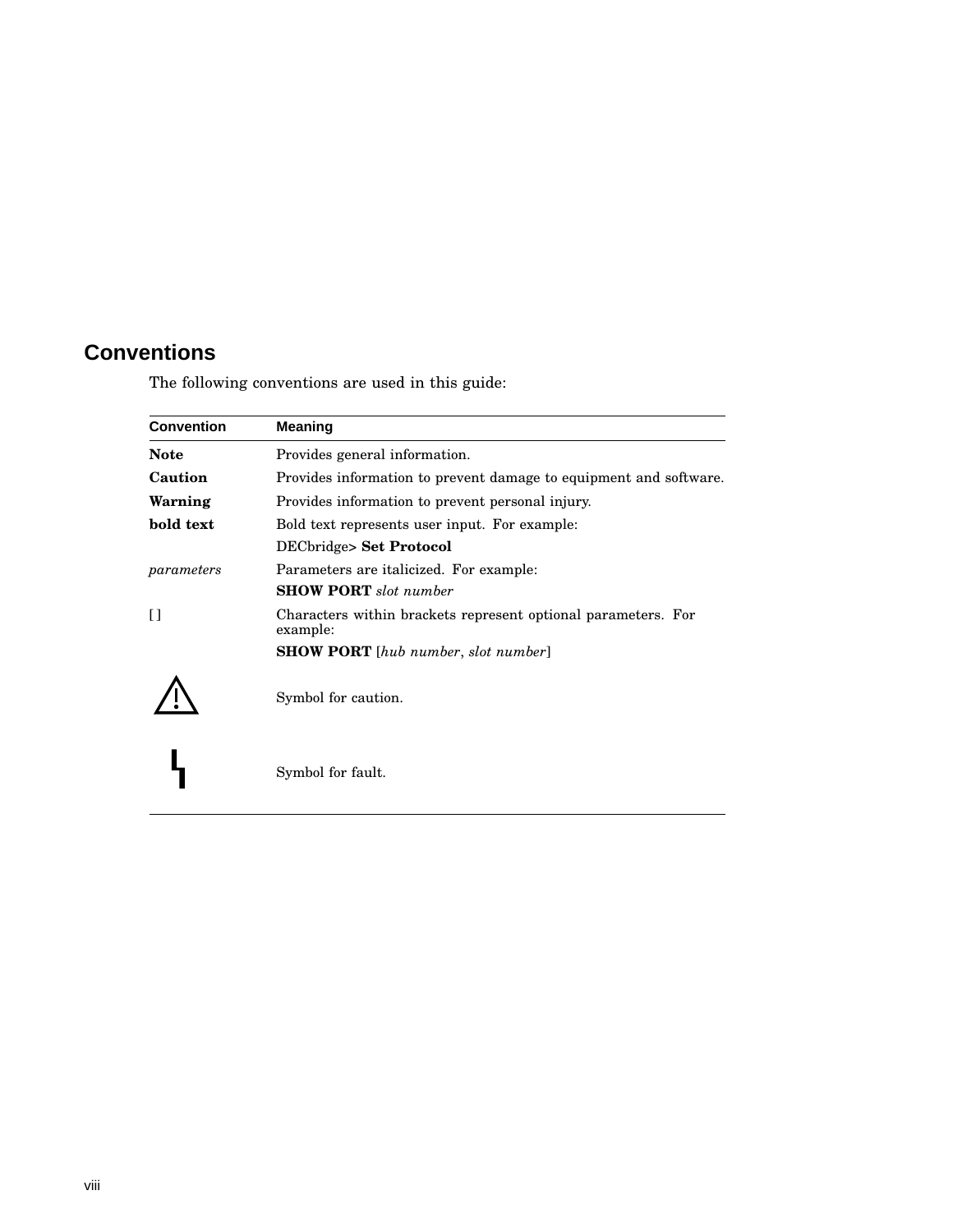## Conventions

The following conventions are used in this guide:

| Convention | Meaning |
| --- | --- |
| **Note** | Provides general information. |
| **Caution** | Provides information to prevent damage to equipment and software. |
| **Warning** | Provides information to prevent personal injury. |
| **bold text** | Bold text represents user input. For example: |
| | DECbridge> **Set Protocol** |
| *parameters* | Parameters are italicized. For example: |
| | **SHOW PORT** *slot number* |
| [ ] | Characters within brackets represent optional parameters. For example: |
| | **SHOW PORT** [*hub number*, *slot number*] |
| ⚠ | Symbol for caution. |
| ϟ | Symbol for fault. |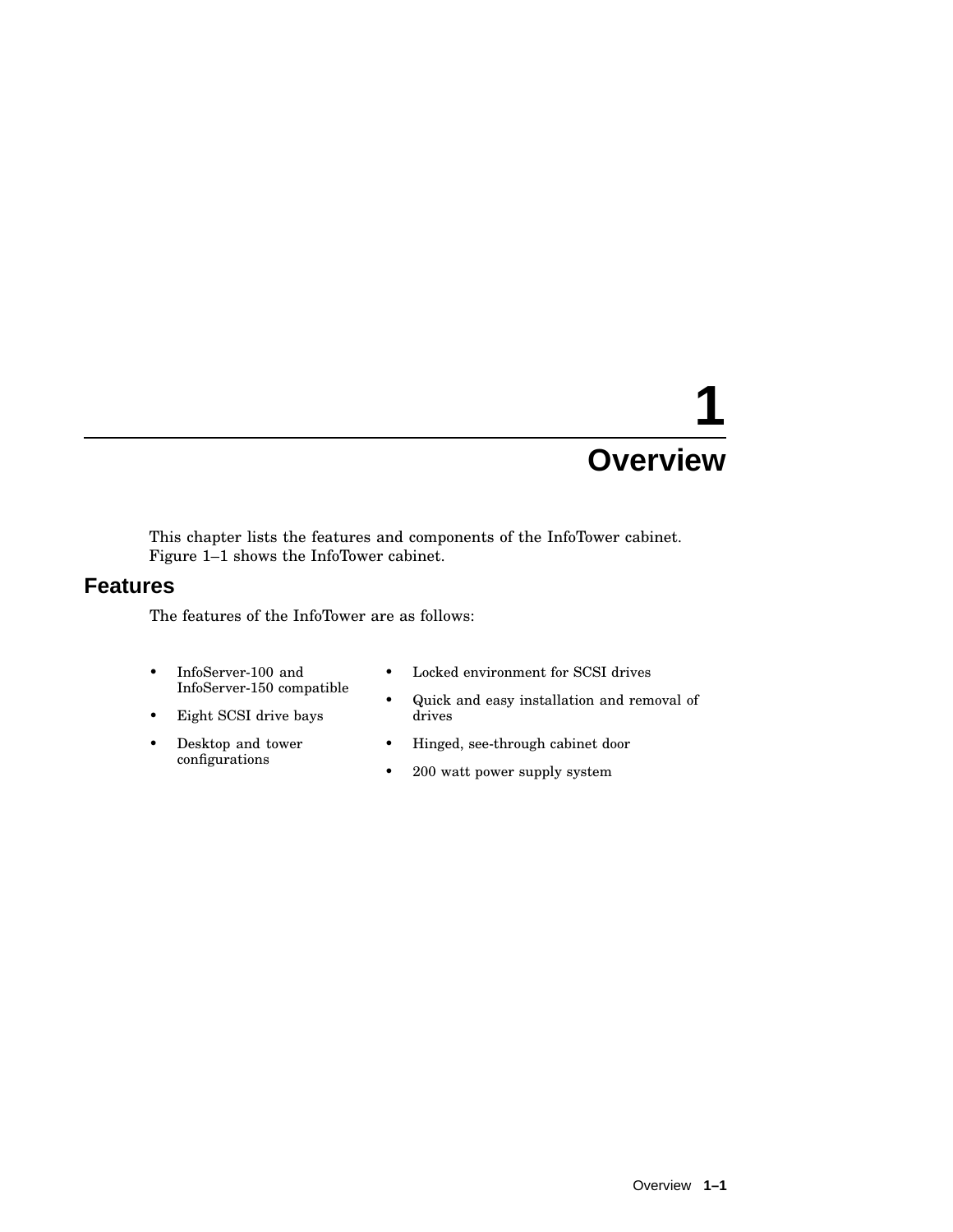# 1 Overview

This chapter lists the features and components of the InfoTower cabinet. Figure 1–1 shows the InfoTower cabinet.

## Features

The features of the InfoTower are as follows:

- InfoServer-100 and InfoServer-150 compatible
- Eight SCSI drive bays
- Desktop and tower configurations
- Locked environment for SCSI drives
- Quick and easy installation and removal of drives
- Hinged, see-through cabinet door
- 200 watt power supply system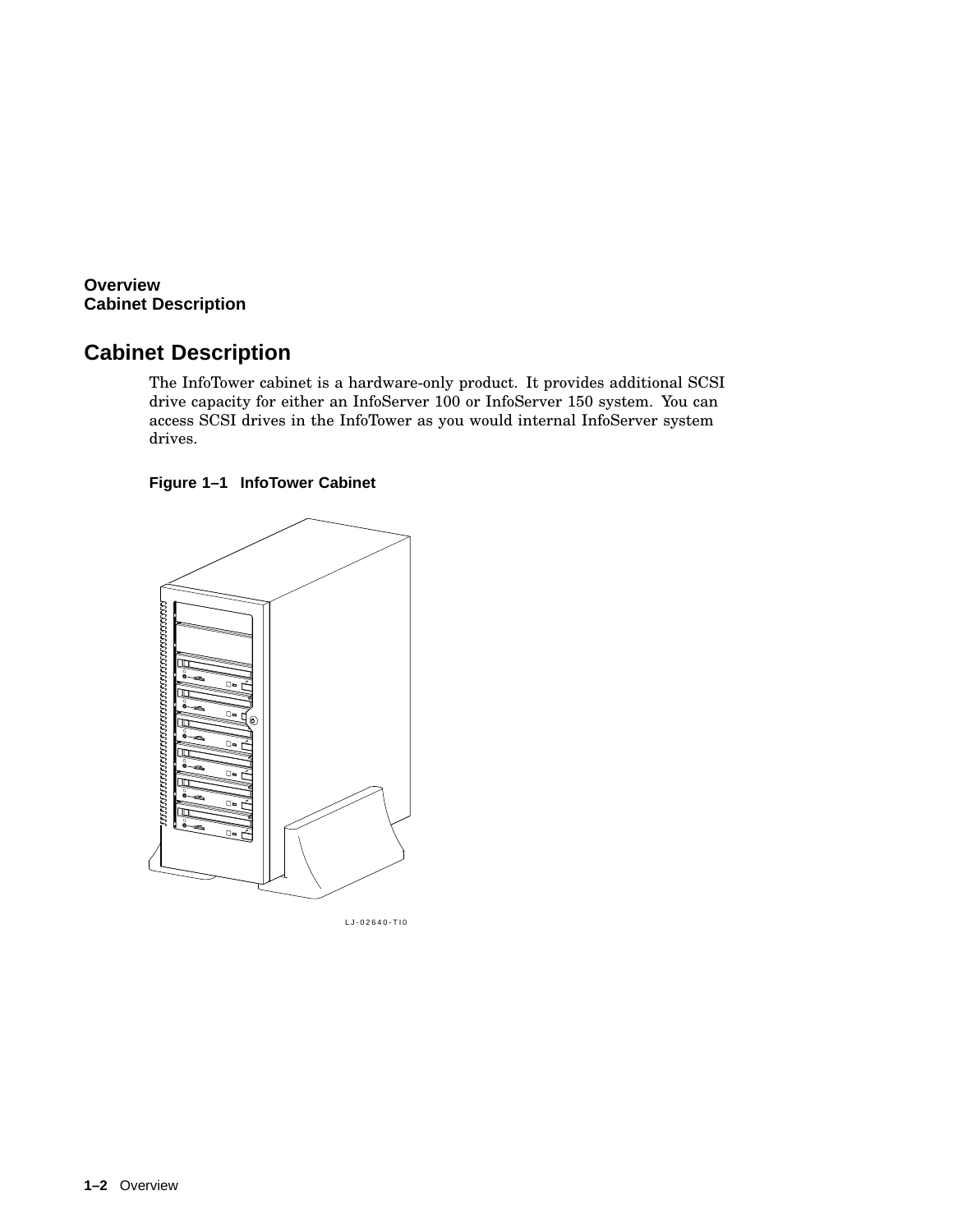## Cabinet Description

The InfoTower cabinet is a hardware-only product. It provides additional SCSI drive capacity for either an InfoServer 100 or InfoServer 150 system. You can access SCSI drives in the InfoTower as you would internal InfoServer system drives.

**Figure 1–1 InfoTower Cabinet**

LJ-02640-TI0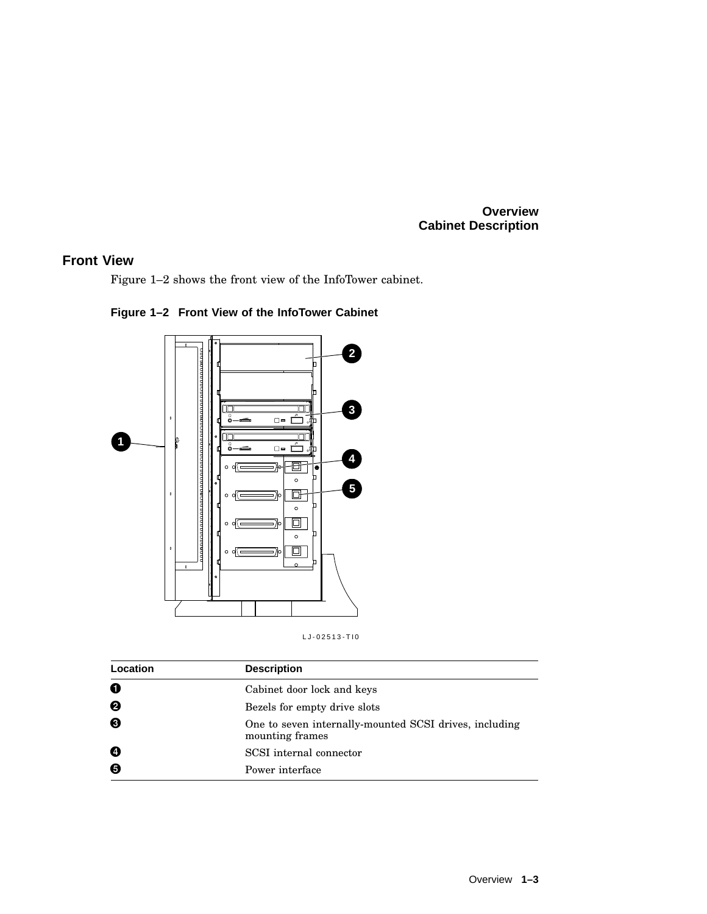## Front View

Figure 1–2 shows the front view of the InfoTower cabinet.

**Figure 1–2 Front View of the InfoTower Cabinet**

LJ-02513-TI0

| Location | Description |
|---|---|
| 1 | Cabinet door lock and keys |
| 2 | Bezels for empty drive slots |
| 3 | One to seven internally-mounted SCSI drives, including mounting frames |
| 4 | SCSI internal connector |
| 5 | Power interface |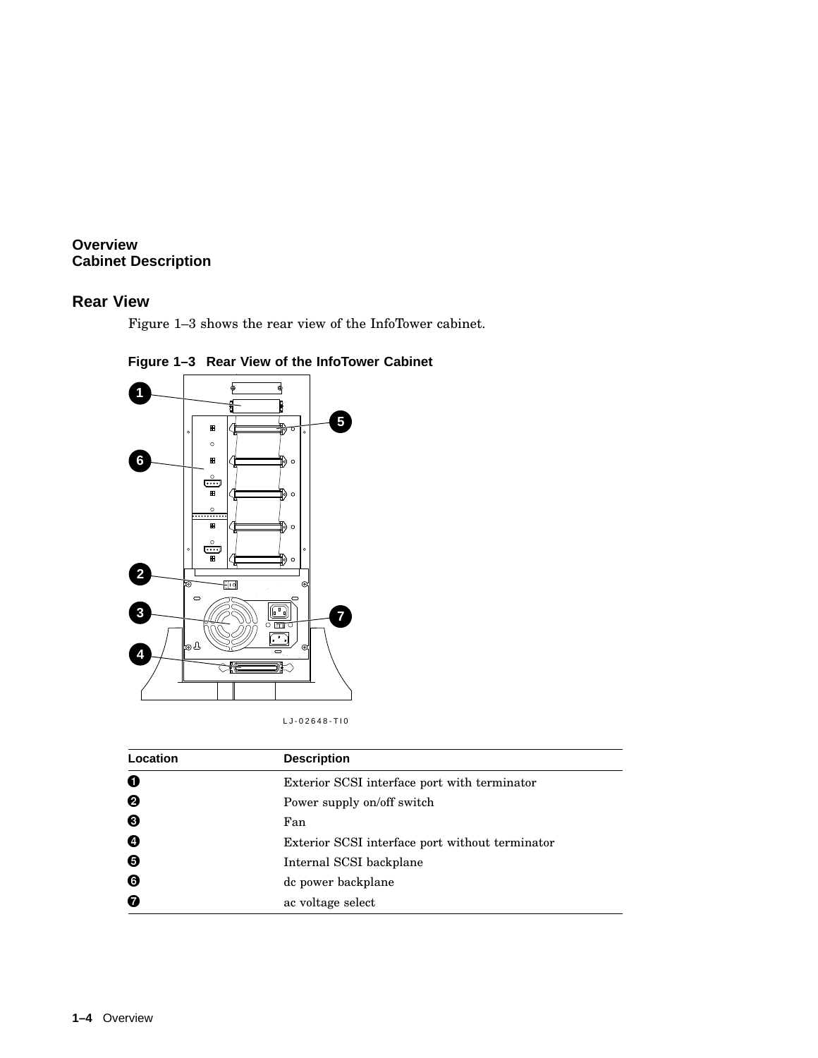## Rear View

Figure 1–3 shows the rear view of the InfoTower cabinet.

**Figure 1–3 Rear View of the InfoTower Cabinet**

LJ-02648-TI0

| Location | Description |
|---|---|
| 1 | Exterior SCSI interface port with terminator |
| 2 | Power supply on/off switch |
| 3 | Fan |
| 4 | Exterior SCSI interface port without terminator |
| 5 | Internal SCSI backplane |
| 6 | dc power backplane |
| 7 | ac voltage select |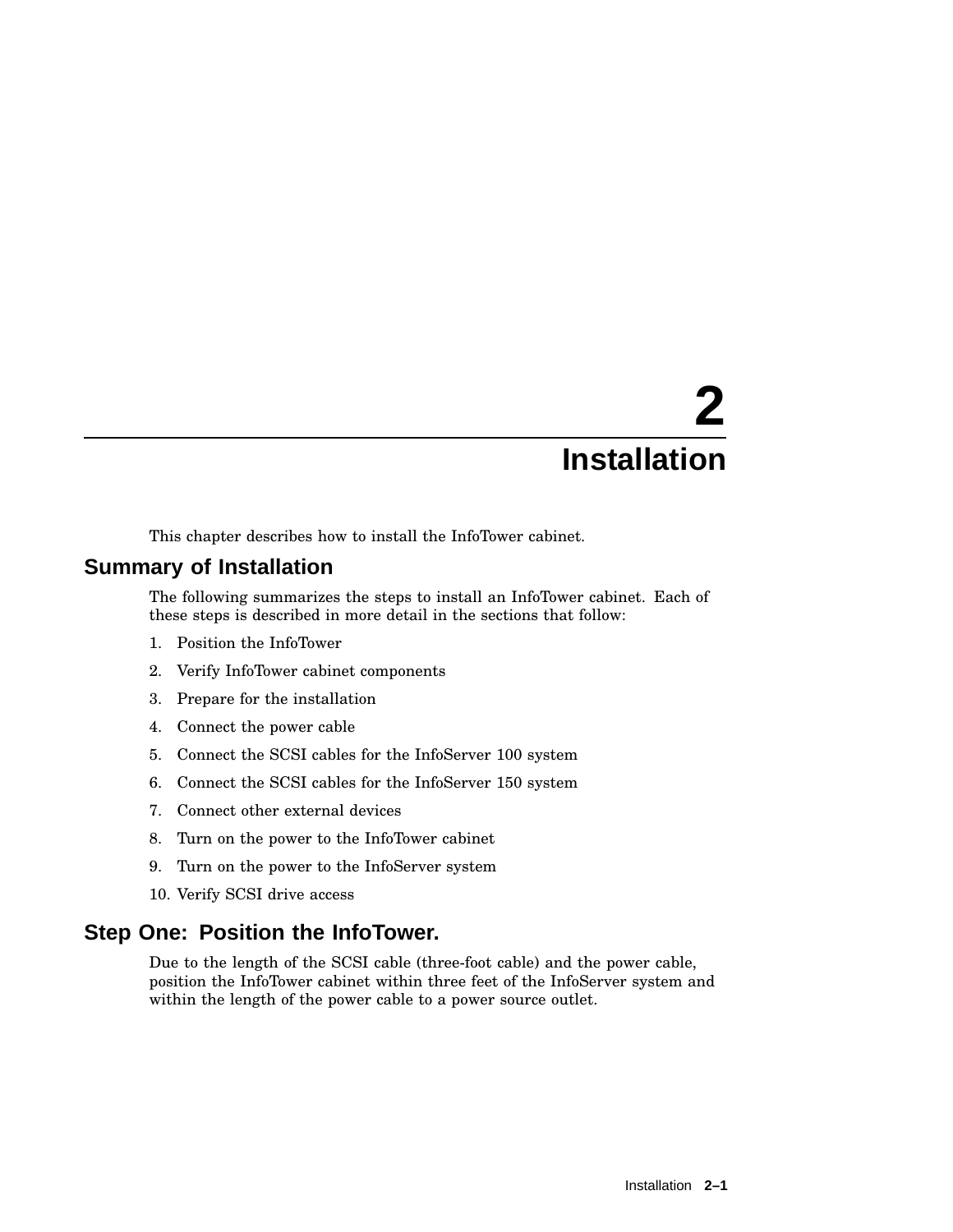# 2 Installation

This chapter describes how to install the InfoTower cabinet.

## Summary of Installation

The following summarizes the steps to install an InfoTower cabinet. Each of these steps is described in more detail in the sections that follow:

1. Position the InfoTower
2. Verify InfoTower cabinet components
3. Prepare for the installation
4. Connect the power cable
5. Connect the SCSI cables for the InfoServer 100 system
6. Connect the SCSI cables for the InfoServer 150 system
7. Connect other external devices
8. Turn on the power to the InfoTower cabinet
9. Turn on the power to the InfoServer system
10. Verify SCSI drive access

## Step One: Position the InfoTower.

Due to the length of the SCSI cable (three-foot cable) and the power cable, position the InfoTower cabinet within three feet of the InfoServer system and within the length of the power cable to a power source outlet.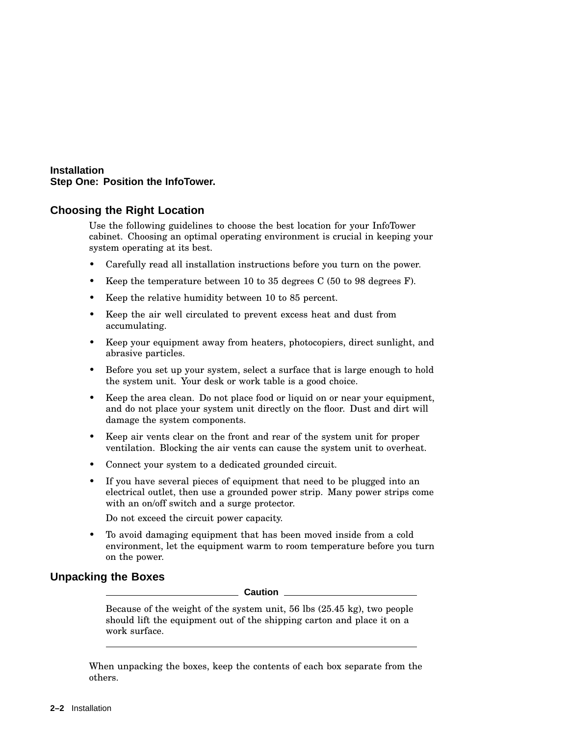**Installation**
**Step One: Position the InfoTower.**

## Choosing the Right Location

Use the following guidelines to choose the best location for your InfoTower cabinet. Choosing an optimal operating environment is crucial in keeping your system operating at its best.

- Carefully read all installation instructions before you turn on the power.
- Keep the temperature between 10 to 35 degrees C (50 to 98 degrees F).
- Keep the relative humidity between 10 to 85 percent.
- Keep the air well circulated to prevent excess heat and dust from accumulating.
- Keep your equipment away from heaters, photocopiers, direct sunlight, and abrasive particles.
- Before you set up your system, select a surface that is large enough to hold the system unit. Your desk or work table is a good choice.
- Keep the area clean. Do not place food or liquid on or near your equipment, and do not place your system unit directly on the floor. Dust and dirt will damage the system components.
- Keep air vents clear on the front and rear of the system unit for proper ventilation. Blocking the air vents can cause the system unit to overheat.
- Connect your system to a dedicated grounded circuit.
- If you have several pieces of equipment that need to be plugged into an electrical outlet, then use a grounded power strip. Many power strips come with an on/off switch and a surge protector.

  Do not exceed the circuit power capacity.
- To avoid damaging equipment that has been moved inside from a cold environment, let the equipment warm to room temperature before you turn on the power.

## Unpacking the Boxes

**Caution**

Because of the weight of the system unit, 56 lbs (25.45 kg), two people should lift the equipment out of the shipping carton and place it on a work surface.

When unpacking the boxes, keep the contents of each box separate from the others.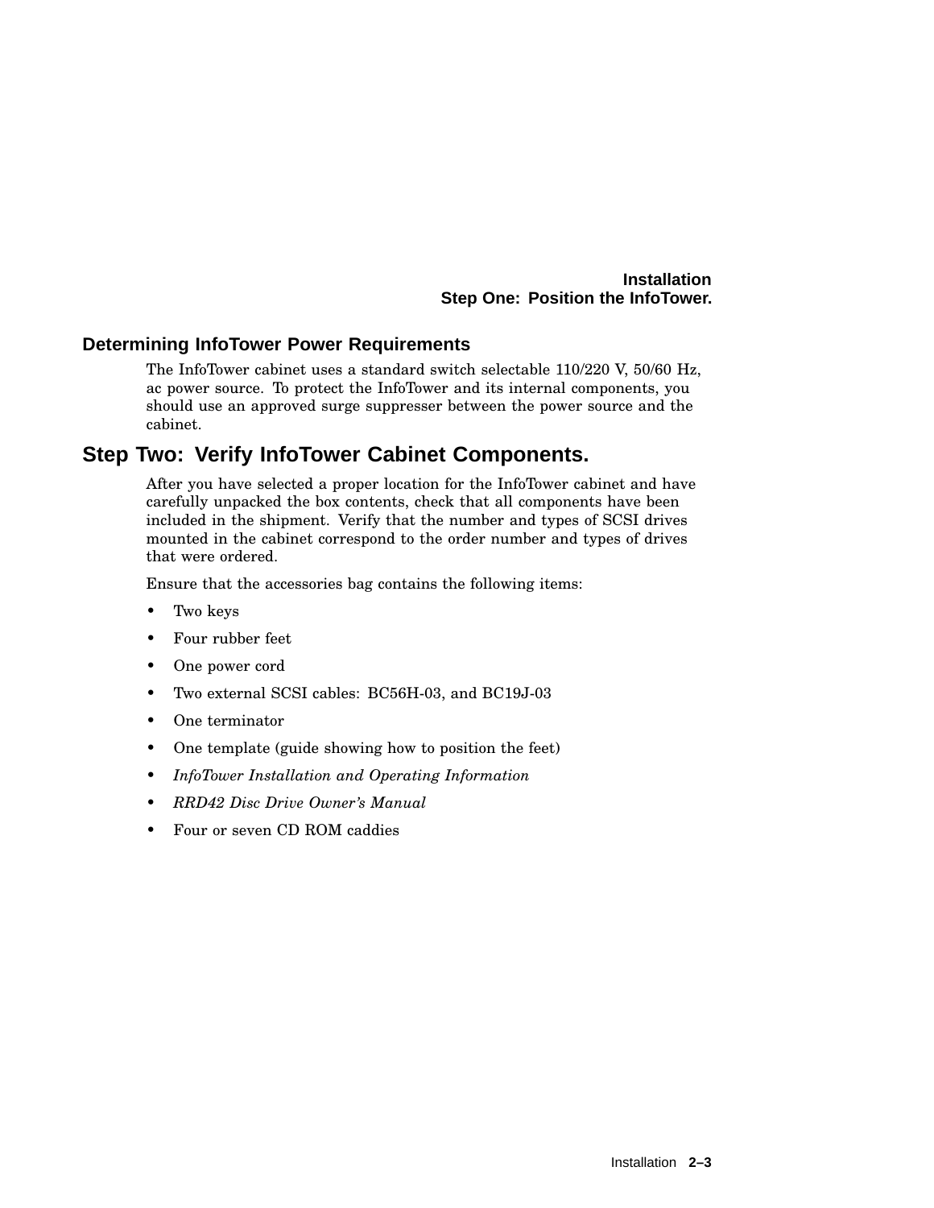### Determining InfoTower Power Requirements

The InfoTower cabinet uses a standard switch selectable 110/220 V, 50/60 Hz, ac power source. To protect the InfoTower and its internal components, you should use an approved surge suppresser between the power source and the cabinet.

## Step Two: Verify InfoTower Cabinet Components.

After you have selected a proper location for the InfoTower cabinet and have carefully unpacked the box contents, check that all components have been included in the shipment. Verify that the number and types of SCSI drives mounted in the cabinet correspond to the order number and types of drives that were ordered.

Ensure that the accessories bag contains the following items:

- Two keys
- Four rubber feet
- One power cord
- Two external SCSI cables: BC56H-03, and BC19J-03
- One terminator
- One template (guide showing how to position the feet)
- *InfoTower Installation and Operating Information*
- *RRD42 Disc Drive Owner's Manual*
- Four or seven CD ROM caddies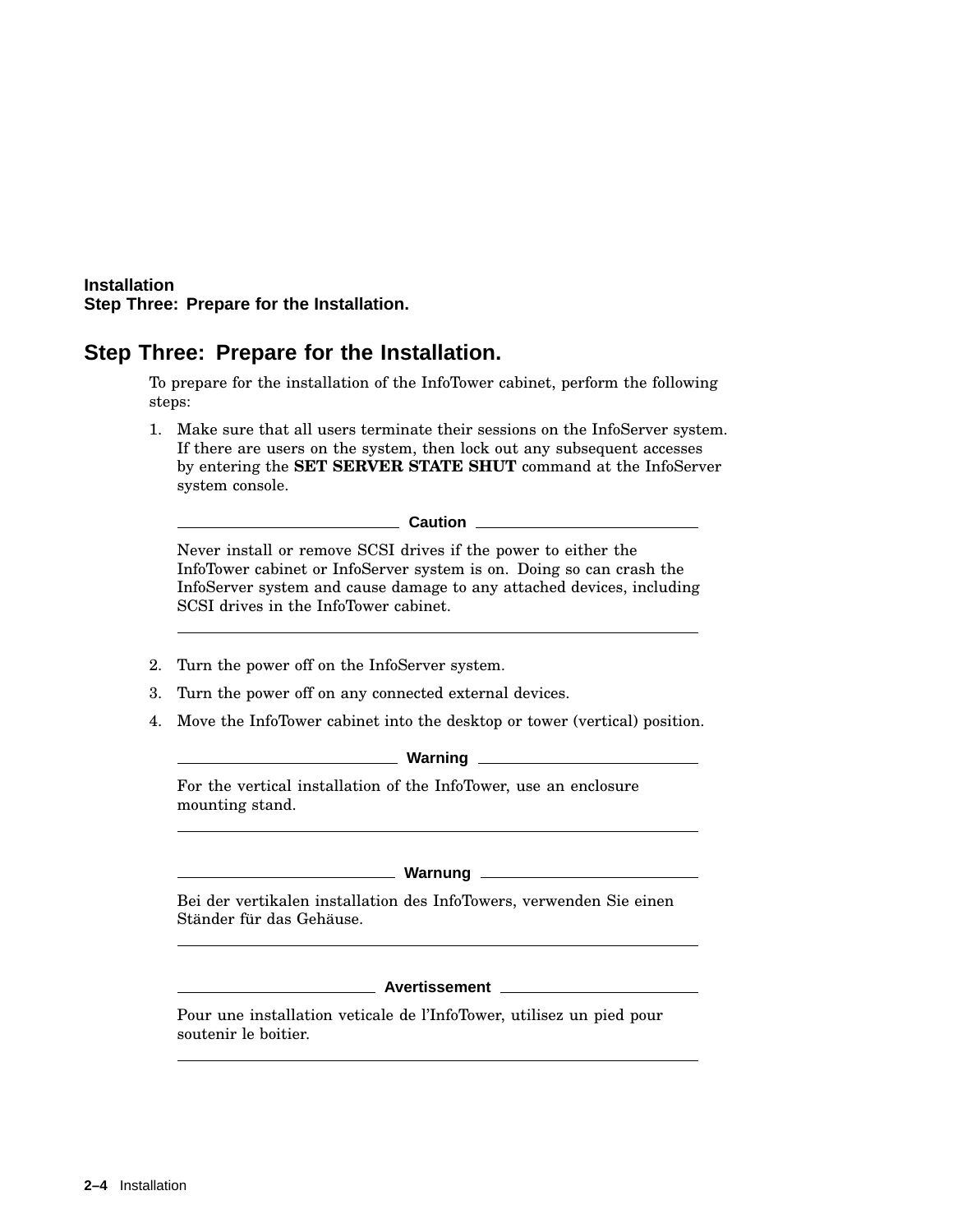## Step Three: Prepare for the Installation.

To prepare for the installation of the InfoTower cabinet, perform the following steps:

1. Make sure that all users terminate their sessions on the InfoServer system. If there are users on the system, then lock out any subsequent accesses by entering the **SET SERVER STATE SHUT** command at the InfoServer system console.

   **Caution**

   Never install or remove SCSI drives if the power to either the InfoTower cabinet or InfoServer system is on. Doing so can crash the InfoServer system and cause damage to any attached devices, including SCSI drives in the InfoTower cabinet.

2. Turn the power off on the InfoServer system.
3. Turn the power off on any connected external devices.
4. Move the InfoTower cabinet into the desktop or tower (vertical) position.

   **Warning**

   For the vertical installation of the InfoTower, use an enclosure mounting stand.

   **Warnung**

   Bei der vertikalen installation des InfoTowers, verwenden Sie einen Ständer für das Gehäuse.

   **Avertissement**

   Pour une installation veticale de l'InfoTower, utilisez un pied pour soutenir le boitier.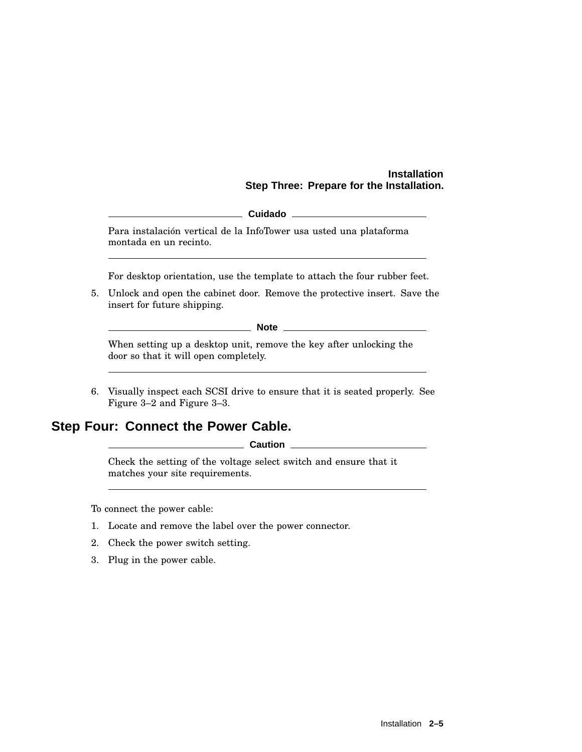**Cuidado**

Para instalación vertical de la InfoTower usa usted una plataforma montada en un recinto.

For desktop orientation, use the template to attach the four rubber feet.

5. Unlock and open the cabinet door. Remove the protective insert. Save the insert for future shipping.

**Note**

When setting up a desktop unit, remove the key after unlocking the door so that it will open completely.

6. Visually inspect each SCSI drive to ensure that it is seated properly. See Figure 3–2 and Figure 3–3.

## Step Four: Connect the Power Cable.

**Caution**

Check the setting of the voltage select switch and ensure that it matches your site requirements.

To connect the power cable:

1. Locate and remove the label over the power connector.
2. Check the power switch setting.
3. Plug in the power cable.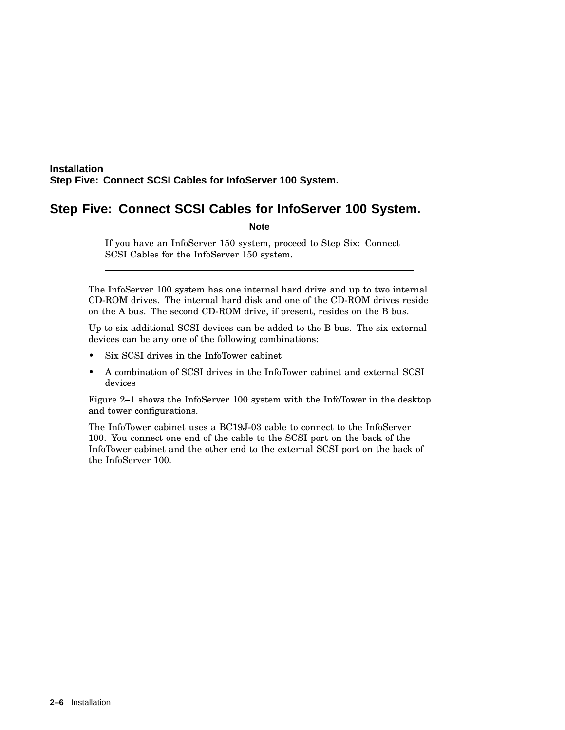## Step Five: Connect SCSI Cables for InfoServer 100 System.

**Note**

If you have an InfoServer 150 system, proceed to Step Six: Connect SCSI Cables for the InfoServer 150 system.

---

The InfoServer 100 system has one internal hard drive and up to two internal CD-ROM drives. The internal hard disk and one of the CD-ROM drives reside on the A bus. The second CD-ROM drive, if present, resides on the B bus.

Up to six additional SCSI devices can be added to the B bus. The six external devices can be any one of the following combinations:

- Six SCSI drives in the InfoTower cabinet
- A combination of SCSI drives in the InfoTower cabinet and external SCSI devices

Figure 2–1 shows the InfoServer 100 system with the InfoTower in the desktop and tower configurations.

The InfoTower cabinet uses a BC19J-03 cable to connect to the InfoServer 100. You connect one end of the cable to the SCSI port on the back of the InfoTower cabinet and the other end to the external SCSI port on the back of the InfoServer 100.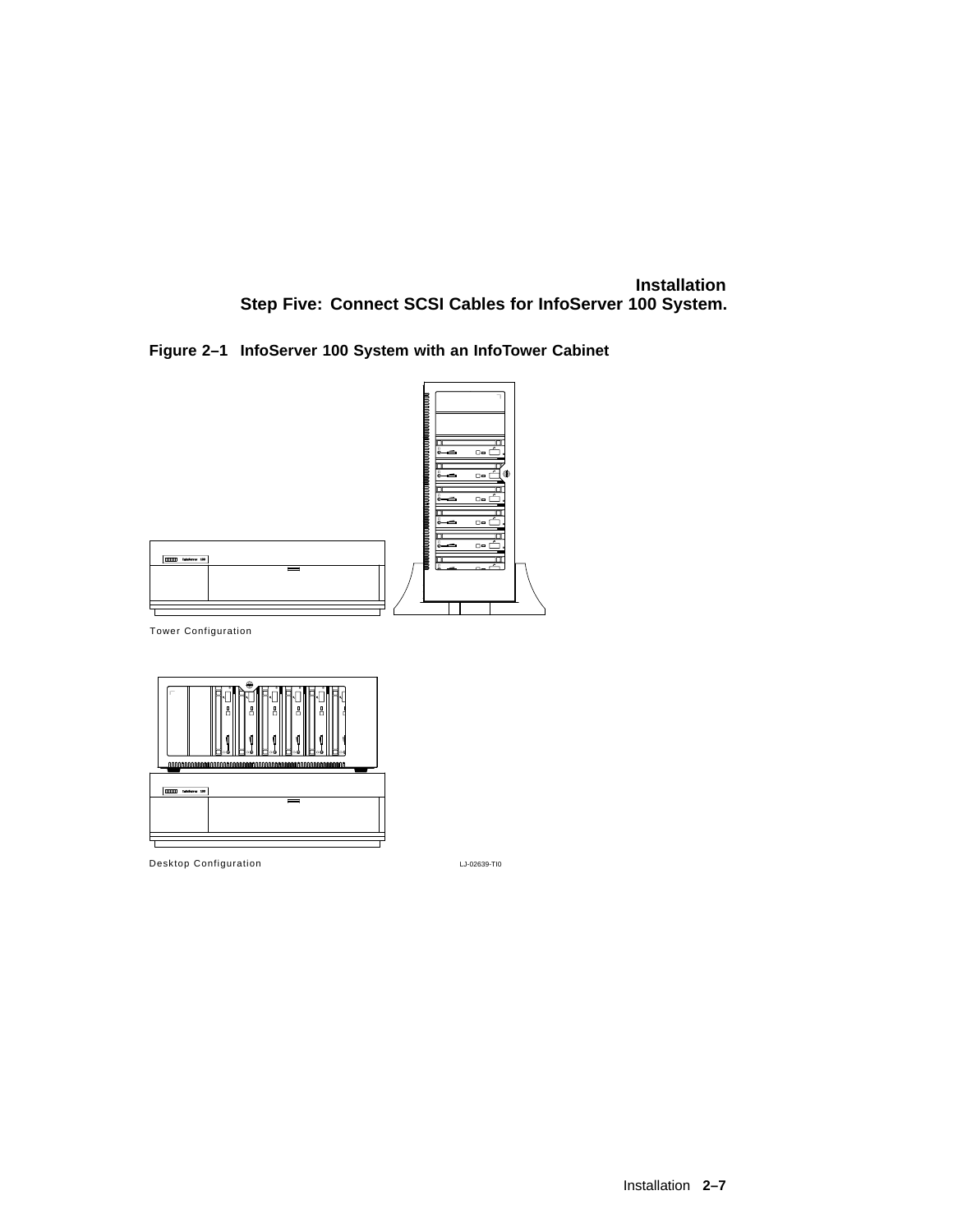**Figure 2–1 InfoServer 100 System with an InfoTower Cabinet**

Tower Configuration

Desktop Configuration

LJ-02639-TI0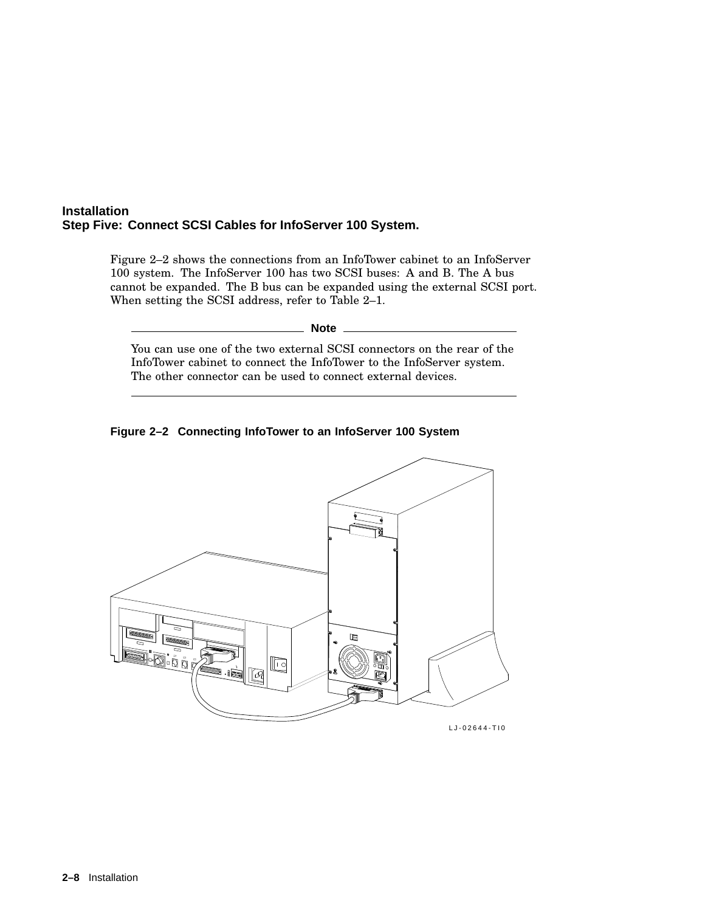## Installation
## Step Five: Connect SCSI Cables for InfoServer 100 System.

Figure 2–2 shows the connections from an InfoTower cabinet to an InfoServer 100 system. The InfoServer 100 has two SCSI buses: A and B. The A bus cannot be expanded. The B bus can be expanded using the external SCSI port. When setting the SCSI address, refer to Table 2–1.

**Note**

You can use one of the two external SCSI connectors on the rear of the InfoTower cabinet to connect the InfoTower to the InfoServer system. The other connector can be used to connect external devices.

**Figure 2–2 Connecting InfoTower to an InfoServer 100 System**

LJ-02644-TI0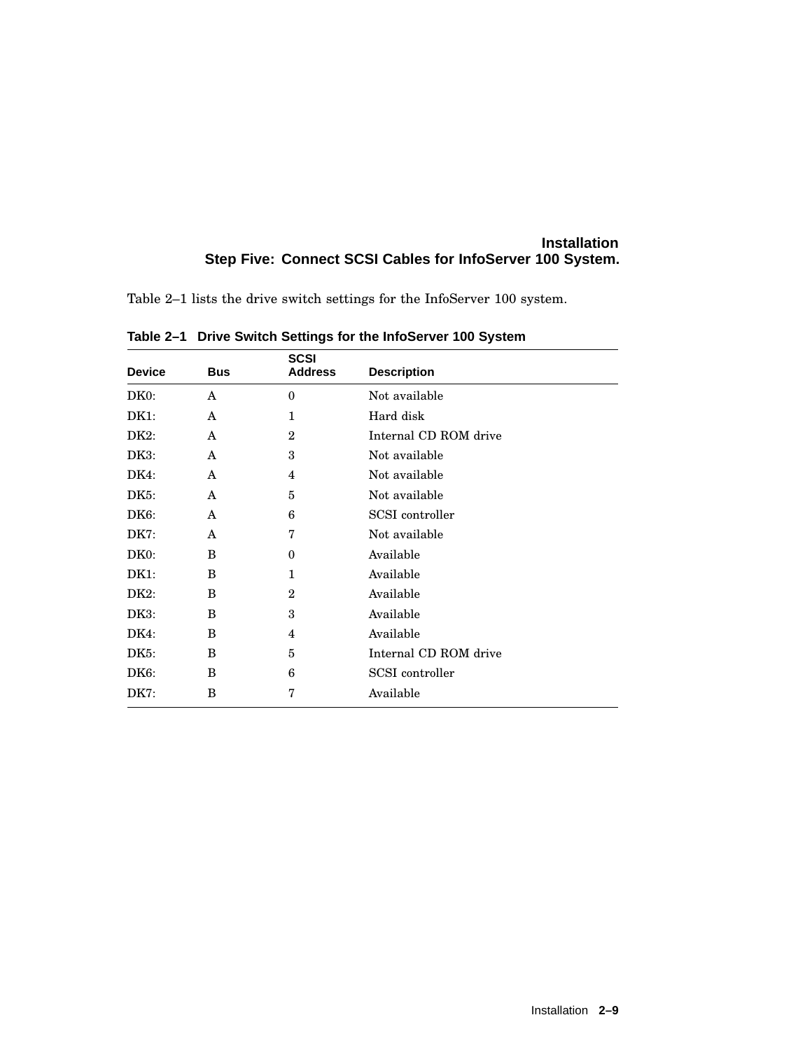Table 2–1 lists the drive switch settings for the InfoServer 100 system.

**Table 2–1 Drive Switch Settings for the InfoServer 100 System**

| Device | Bus | SCSI Address | Description |
|---|---|---|---|
| DK0: | A | 0 | Not available |
| DK1: | A | 1 | Hard disk |
| DK2: | A | 2 | Internal CD ROM drive |
| DK3: | A | 3 | Not available |
| DK4: | A | 4 | Not available |
| DK5: | A | 5 | Not available |
| DK6: | A | 6 | SCSI controller |
| DK7: | A | 7 | Not available |
| DK0: | B | 0 | Available |
| DK1: | B | 1 | Available |
| DK2: | B | 2 | Available |
| DK3: | B | 3 | Available |
| DK4: | B | 4 | Available |
| DK5: | B | 5 | Internal CD ROM drive |
| DK6: | B | 6 | SCSI controller |
| DK7: | B | 7 | Available |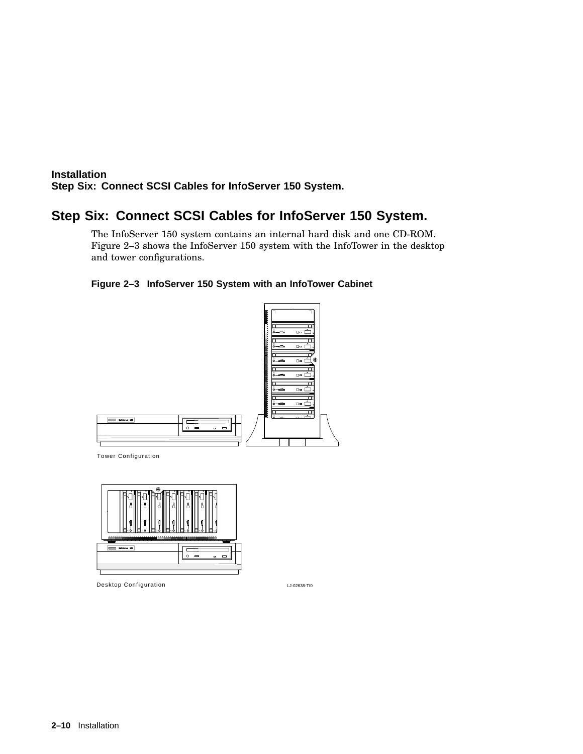## Step Six: Connect SCSI Cables for InfoServer 150 System.

The InfoServer 150 system contains an internal hard disk and one CD-ROM. Figure 2–3 shows the InfoServer 150 system with the InfoTower in the desktop and tower configurations.

**Figure 2–3 InfoServer 150 System with an InfoTower Cabinet**

Tower Configuration

Desktop Configuration

LJ-02638-TI0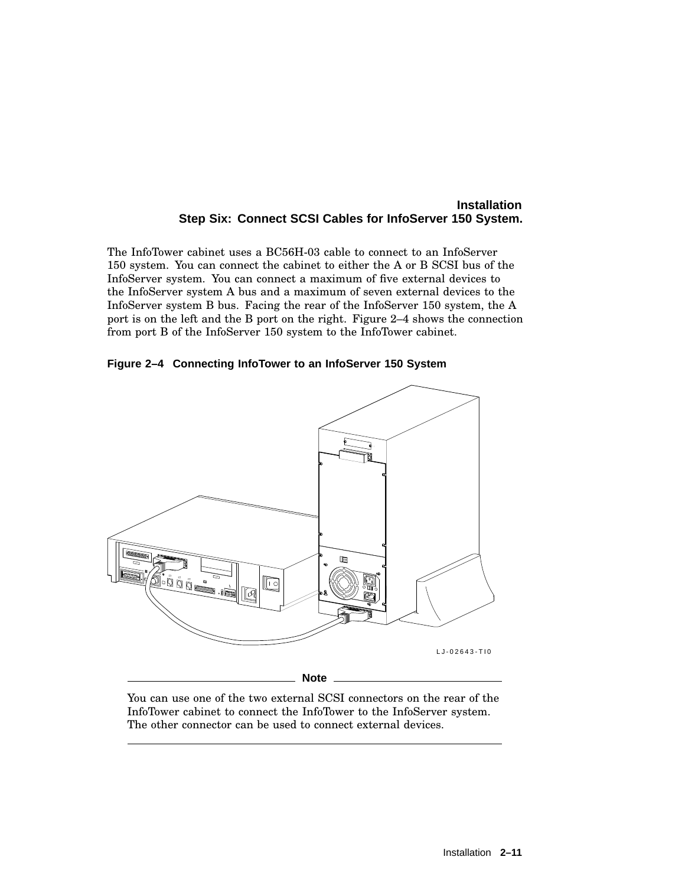## Step Six: Connect SCSI Cables for InfoServer 150 System.

The InfoTower cabinet uses a BC56H-03 cable to connect to an InfoServer 150 system. You can connect the cabinet to either the A or B SCSI bus of the InfoServer system. You can connect a maximum of five external devices to the InfoServer system A bus and a maximum of seven external devices to the InfoServer system B bus. Facing the rear of the InfoServer 150 system, the A port is on the left and the B port on the right. Figure 2–4 shows the connection from port B of the InfoServer 150 system to the InfoTower cabinet.

**Figure 2–4 Connecting InfoTower to an InfoServer 150 System**

LJ-02643-TI0

---

**Note**

You can use one of the two external SCSI connectors on the rear of the InfoTower cabinet to connect the InfoTower to the InfoServer system. The other connector can be used to connect external devices.

---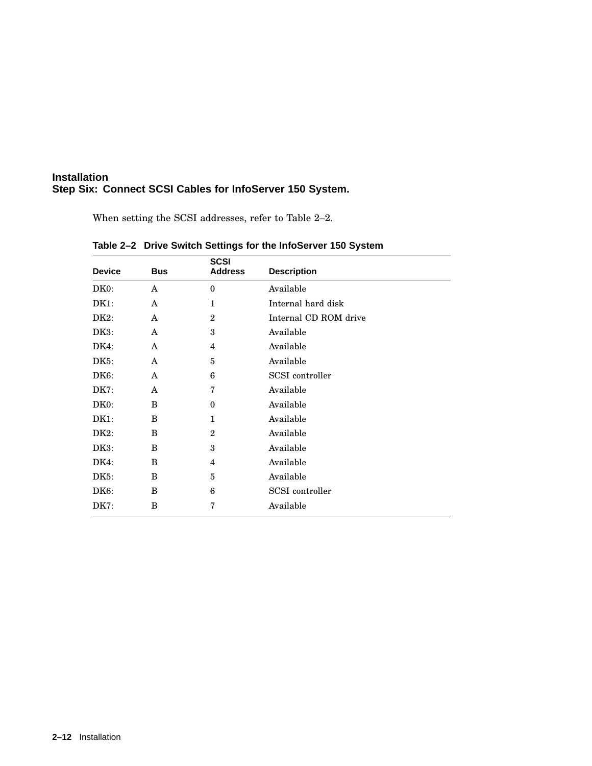## Installation

### Step Six: Connect SCSI Cables for InfoServer 150 System.

When setting the SCSI addresses, refer to Table 2–2.

**Table 2–2 Drive Switch Settings for the InfoServer 150 System**

| Device | Bus | SCSI Address | Description |
|---|---|---|---|
| DK0: | A | 0 | Available |
| DK1: | A | 1 | Internal hard disk |
| DK2: | A | 2 | Internal CD ROM drive |
| DK3: | A | 3 | Available |
| DK4: | A | 4 | Available |
| DK5: | A | 5 | Available |
| DK6: | A | 6 | SCSI controller |
| DK7: | A | 7 | Available |
| DK0: | B | 0 | Available |
| DK1: | B | 1 | Available |
| DK2: | B | 2 | Available |
| DK3: | B | 3 | Available |
| DK4: | B | 4 | Available |
| DK5: | B | 5 | Available |
| DK6: | B | 6 | SCSI controller |
| DK7: | B | 7 | Available |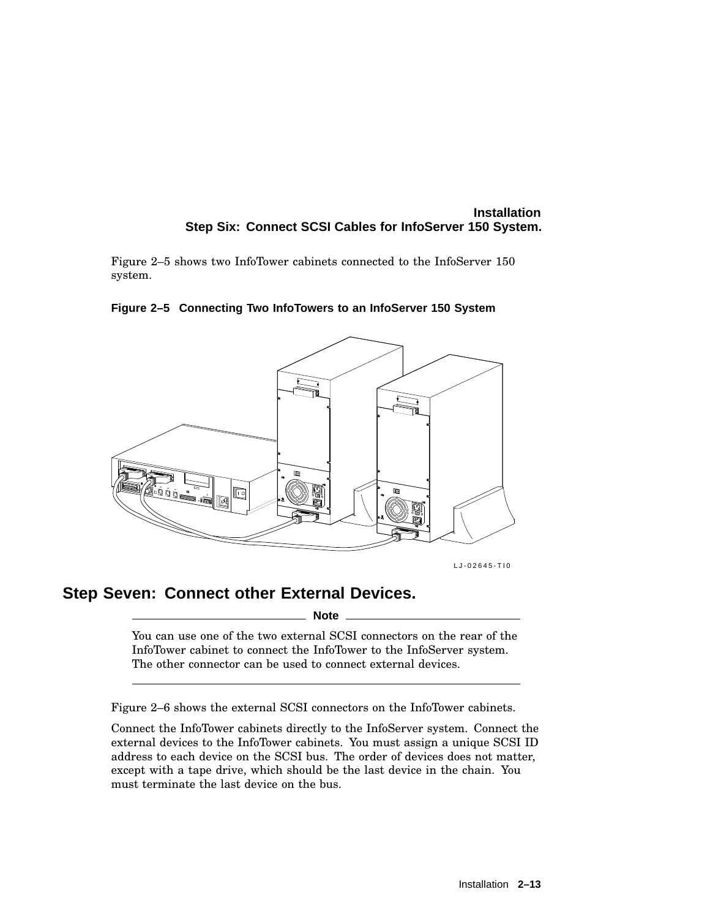Figure 2–5 shows two InfoTower cabinets connected to the InfoServer 150 system.

**Figure 2–5 Connecting Two InfoTowers to an InfoServer 150 System**

LJ-02645-TI0

## Step Seven: Connect other External Devices.

**Note**

You can use one of the two external SCSI connectors on the rear of the InfoTower cabinet to connect the InfoTower to the InfoServer system. The other connector can be used to connect external devices.

---

Figure 2–6 shows the external SCSI connectors on the InfoTower cabinets.

Connect the InfoTower cabinets directly to the InfoServer system. Connect the external devices to the InfoTower cabinets. You must assign a unique SCSI ID address to each device on the SCSI bus. The order of devices does not matter, except with a tape drive, which should be the last device in the chain. You must terminate the last device on the bus.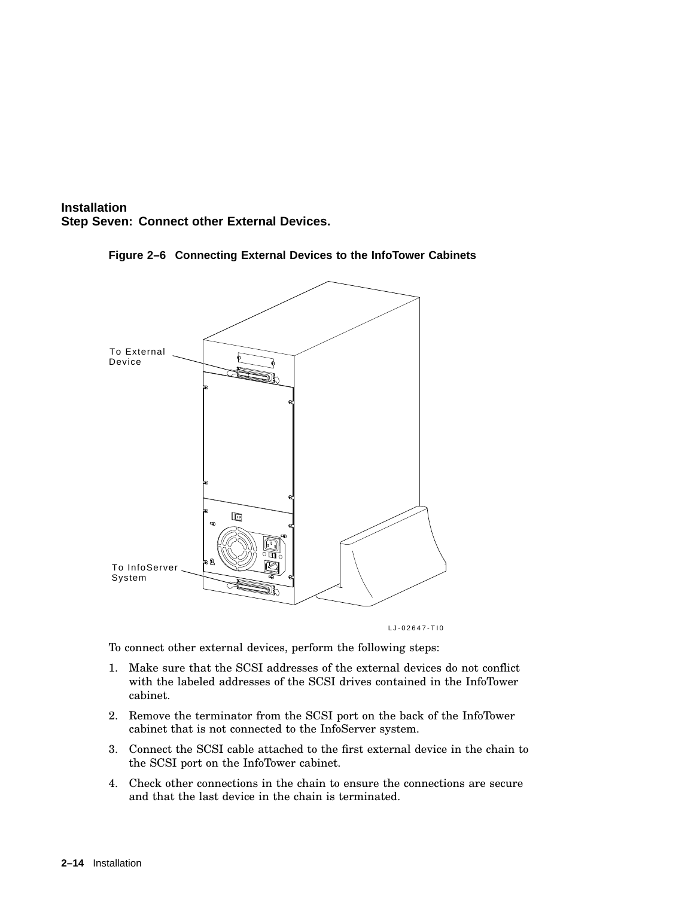## Step Seven: Connect other External Devices.

**Figure 2–6 Connecting External Devices to the InfoTower Cabinets**

To External Device

To InfoServer System

LJ-02647-TI0

To connect other external devices, perform the following steps:

1. Make sure that the SCSI addresses of the external devices do not conflict with the labeled addresses of the SCSI drives contained in the InfoTower cabinet.
2. Remove the terminator from the SCSI port on the back of the InfoTower cabinet that is not connected to the InfoServer system.
3. Connect the SCSI cable attached to the first external device in the chain to the SCSI port on the InfoTower cabinet.
4. Check other connections in the chain to ensure the connections are secure and that the last device in the chain is terminated.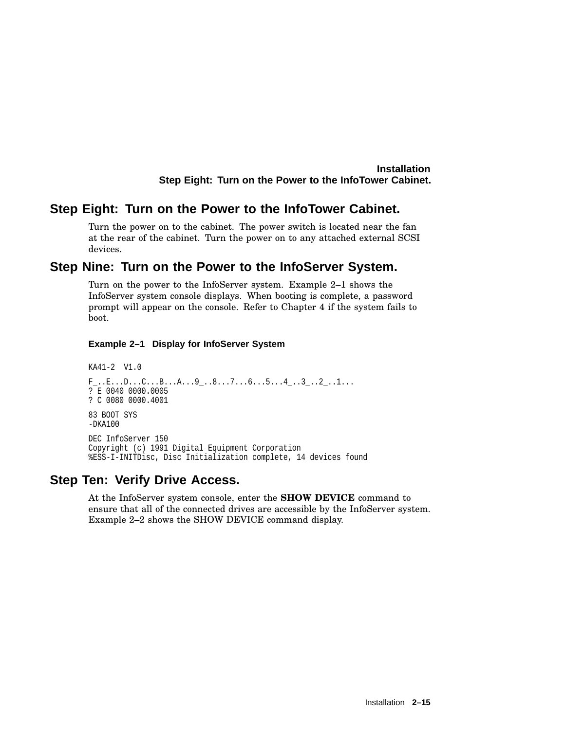## Step Eight: Turn on the Power to the InfoTower Cabinet.

Turn the power on to the cabinet. The power switch is located near the fan at the rear of the cabinet. Turn the power on to any attached external SCSI devices.

## Step Nine: Turn on the Power to the InfoServer System.

Turn on the power to the InfoServer system. Example 2–1 shows the InfoServer system console displays. When booting is complete, a password prompt will appear on the console. Refer to Chapter 4 if the system fails to boot.

**Example 2–1 Display for InfoServer System**

```
KA41-2  V1.0

F_..E...D...C...B...A...9_..8...7...6...5...4_..3_..2_..1...
? E 0040 0000.0005
? C 0080 0000.4001

83 BOOT SYS
-DKA100

DEC InfoServer 150
Copyright (c) 1991 Digital Equipment Corporation
%ESS-I-INITDisc, Disc Initialization complete, 14 devices found
```

## Step Ten: Verify Drive Access.

At the InfoServer system console, enter the **SHOW DEVICE** command to ensure that all of the connected drives are accessible by the InfoServer system. Example 2–2 shows the SHOW DEVICE command display.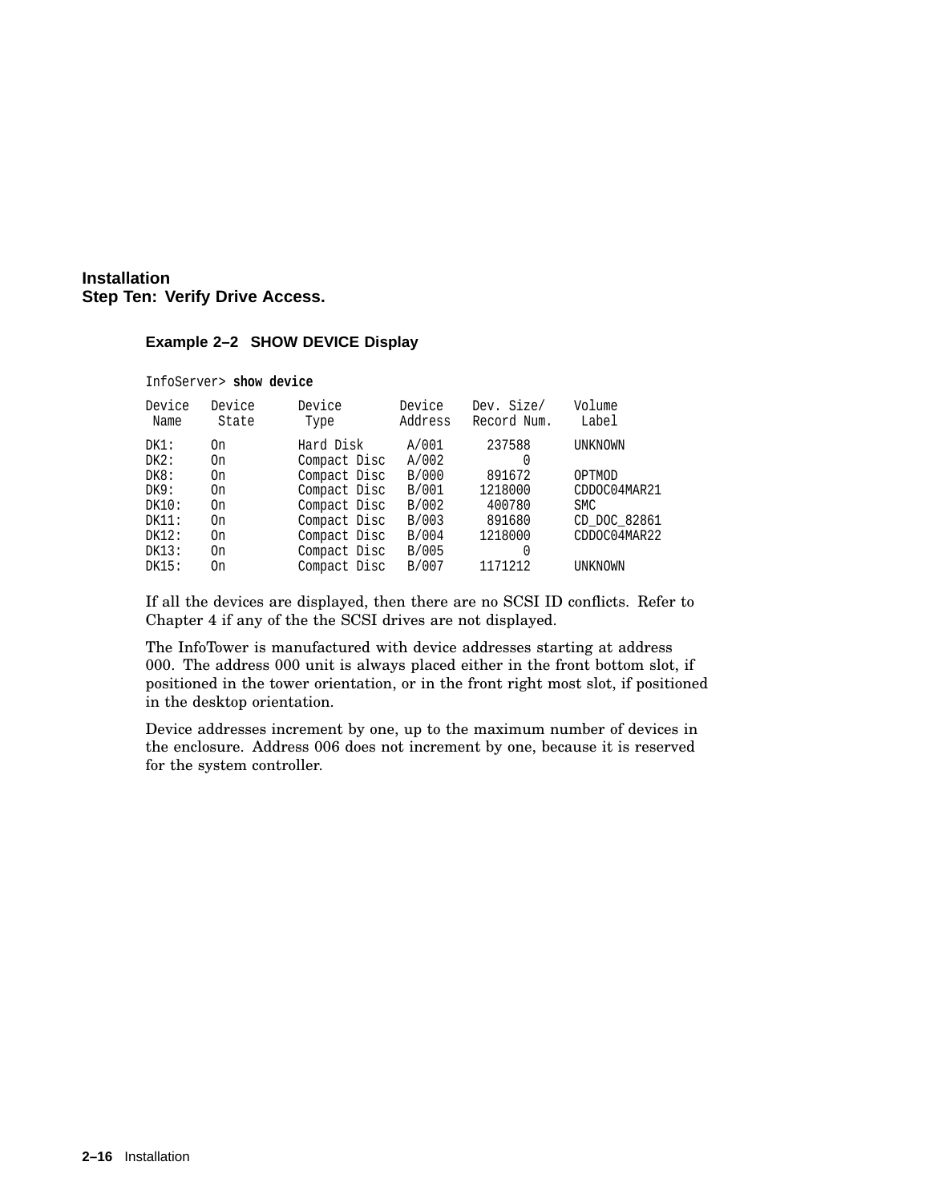**Installation**
**Step Ten: Verify Drive Access.**

**Example 2–2 SHOW DEVICE Display**

```
InfoServer> show device

Device   Device      Device        Device    Dev. Size/    Volume
 Name     State       Type         Address   Record Num.    Label

DK1:     On          Hard Disk      A/001      237588      UNKNOWN
DK2:     On          Compact Disc   A/002           0
DK8:     On          Compact Disc   B/000      891672      OPTMOD
DK9:     On          Compact Disc   B/001     1218000      CDDOC04MAR21
DK10:    On          Compact Disc   B/002      400780      SMC
DK11:    On          Compact Disc   B/003      891680      CD_DOC_82861
DK12:    On          Compact Disc   B/004     1218000      CDDOC04MAR22
DK13:    On          Compact Disc   B/005           0
DK15:    On          Compact Disc   B/007     1171212      UNKNOWN
```

If all the devices are displayed, then there are no SCSI ID conflicts. Refer to Chapter 4 if any of the the SCSI drives are not displayed.

The InfoTower is manufactured with device addresses starting at address 000. The address 000 unit is always placed either in the front bottom slot, if positioned in the tower orientation, or in the front right most slot, if positioned in the desktop orientation.

Device addresses increment by one, up to the maximum number of devices in the enclosure. Address 006 does not increment by one, because it is reserved for the system controller.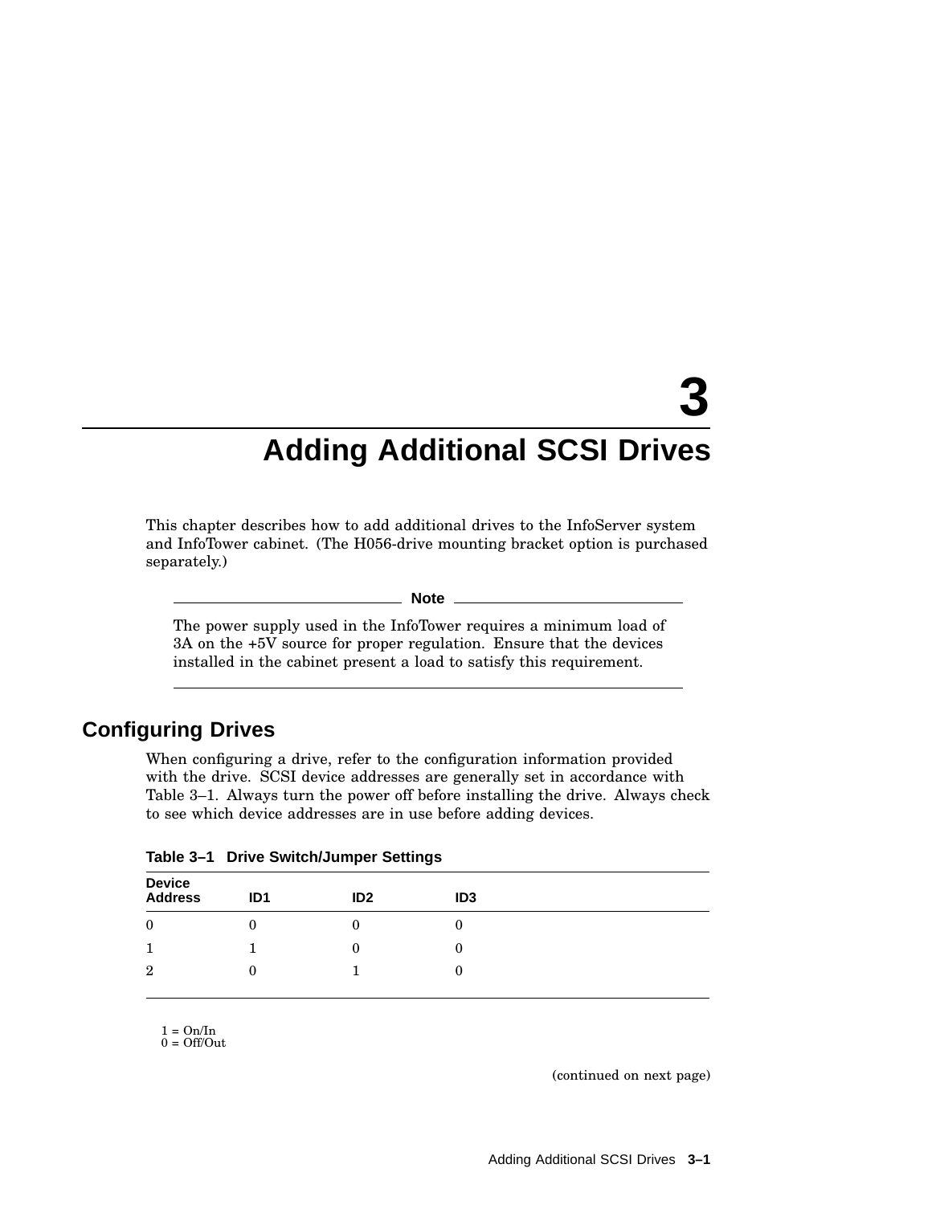# 3 Adding Additional SCSI Drives

This chapter describes how to add additional drives to the InfoServer system and InfoTower cabinet. (The H056-drive mounting bracket option is purchased separately.)

**Note**

The power supply used in the InfoTower requires a minimum load of 3A on the +5V source for proper regulation. Ensure that the devices installed in the cabinet present a load to satisfy this requirement.

## Configuring Drives

When configuring a drive, refer to the configuration information provided with the drive. SCSI device addresses are generally set in accordance with Table 3–1. Always turn the power off before installing the drive. Always check to see which device addresses are in use before adding devices.

**Table 3–1 Drive Switch/Jumper Settings**

| Device Address | ID1 | ID2 | ID3 |
|---|---|---|---|
| 0 | 0 | 0 | 0 |
| 1 | 1 | 0 | 0 |
| 2 | 0 | 1 | 0 |

1 = On/In
0 = Off/Out

(continued on next page)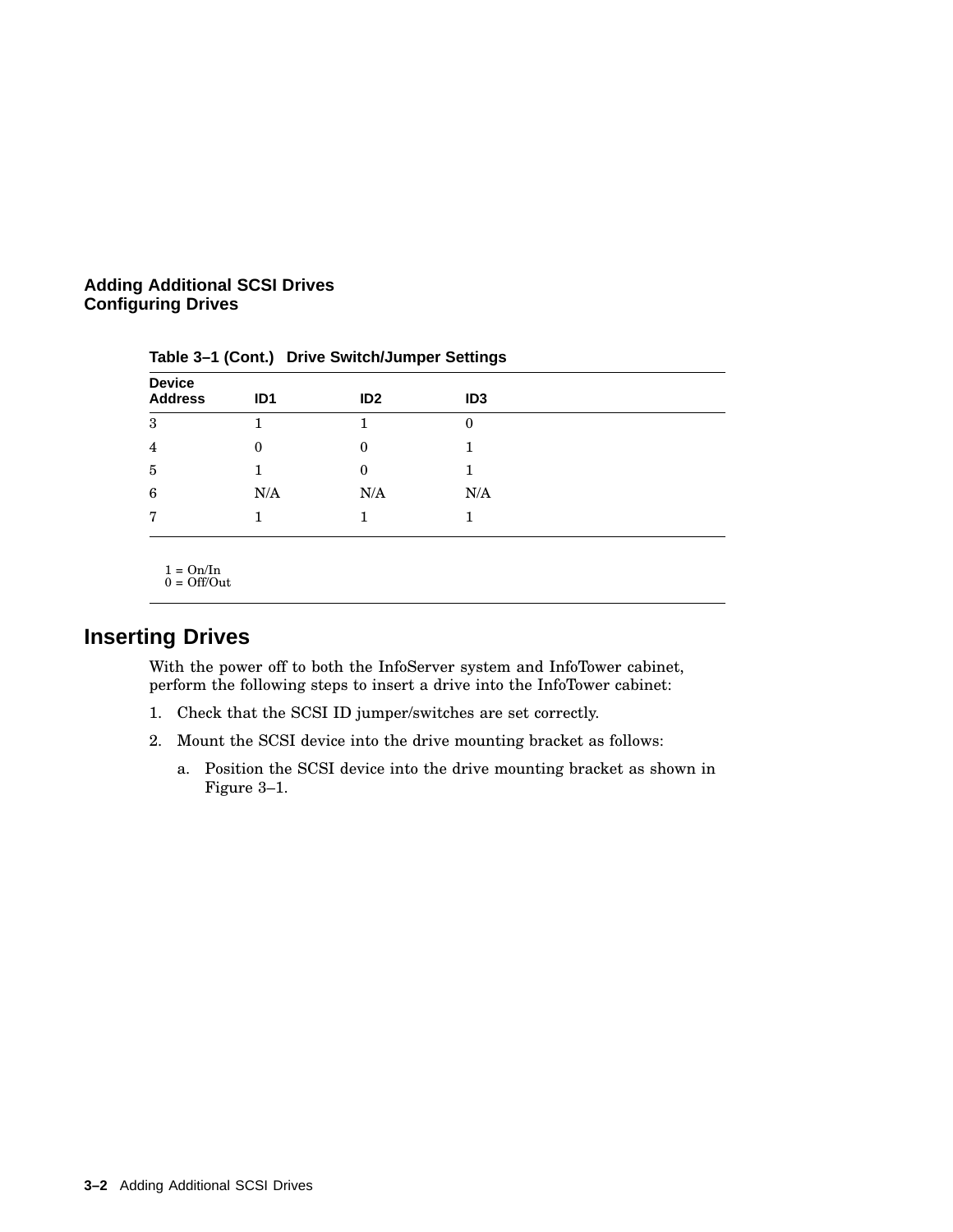**Table 3–1 (Cont.) Drive Switch/Jumper Settings**

| Device Address | ID1 | ID2 | ID3 |
|---|---|---|---|
| 3 | 1 | 1 | 0 |
| 4 | 0 | 0 | 1 |
| 5 | 1 | 0 | 1 |
| 6 | N/A | N/A | N/A |
| 7 | 1 | 1 | 1 |

1 = On/In
0 = Off/Out

## Inserting Drives

With the power off to both the InfoServer system and InfoTower cabinet, perform the following steps to insert a drive into the InfoTower cabinet:

1. Check that the SCSI ID jumper/switches are set correctly.
2. Mount the SCSI device into the drive mounting bracket as follows:
   a. Position the SCSI device into the drive mounting bracket as shown in Figure 3–1.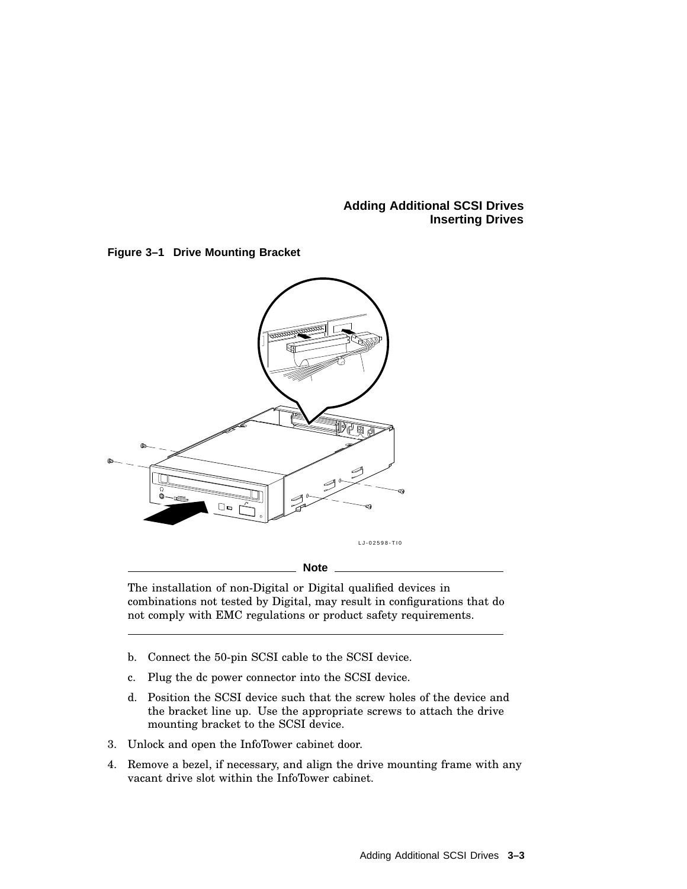**Figure 3–1 Drive Mounting Bracket**

LJ-02598-TI0

**Note**

The installation of non-Digital or Digital qualified devices in combinations not tested by Digital, may result in configurations that do not comply with EMC regulations or product safety requirements.

---

b. Connect the 50-pin SCSI cable to the SCSI device.

c. Plug the dc power connector into the SCSI device.

d. Position the SCSI device such that the screw holes of the device and the bracket line up. Use the appropriate screws to attach the drive mounting bracket to the SCSI device.

3. Unlock and open the InfoTower cabinet door.

4. Remove a bezel, if necessary, and align the drive mounting frame with any vacant drive slot within the InfoTower cabinet.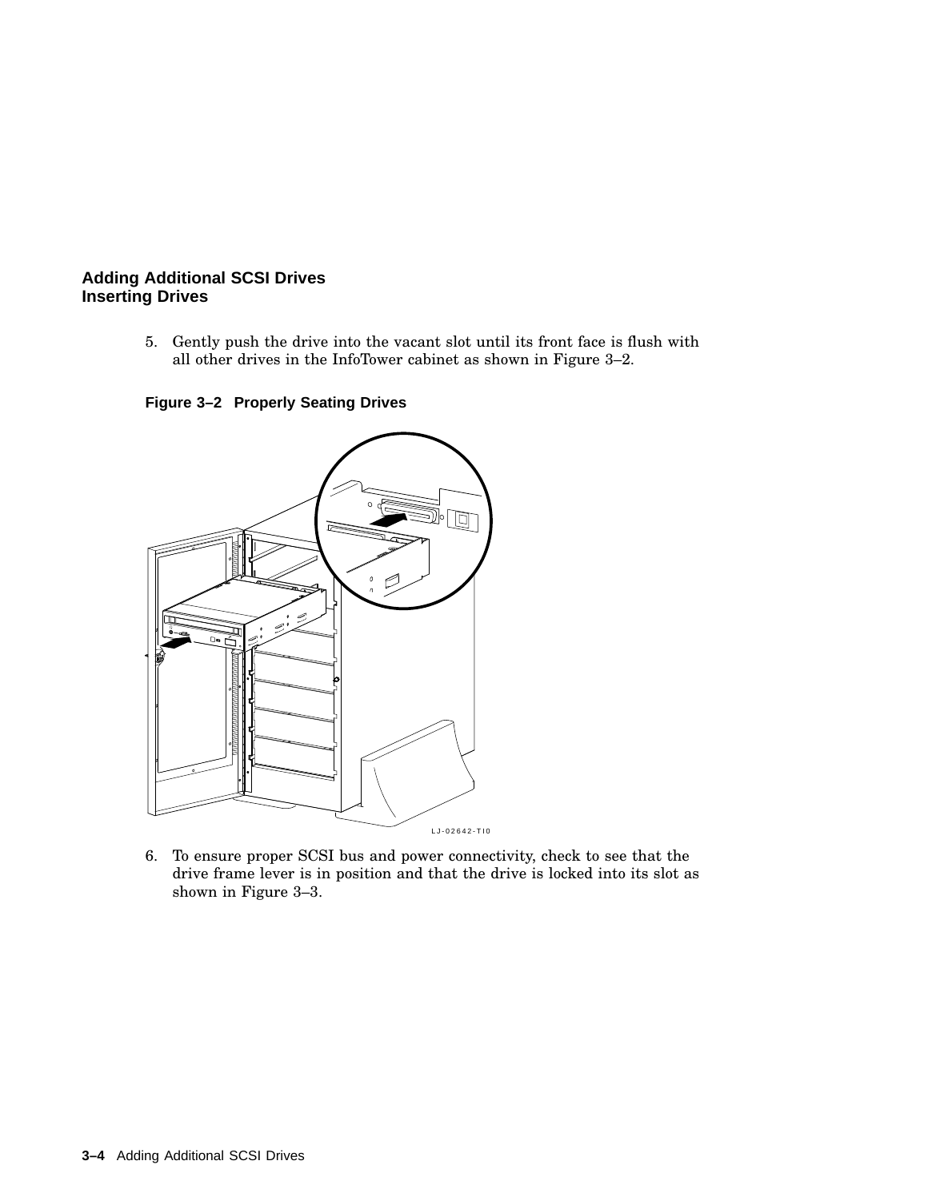## Adding Additional SCSI Drives
## Inserting Drives

5. Gently push the drive into the vacant slot until its front face is flush with all other drives in the InfoTower cabinet as shown in Figure 3–2.

**Figure 3–2 Properly Seating Drives**

6. To ensure proper SCSI bus and power connectivity, check to see that the drive frame lever is in position and that the drive is locked into its slot as shown in Figure 3–3.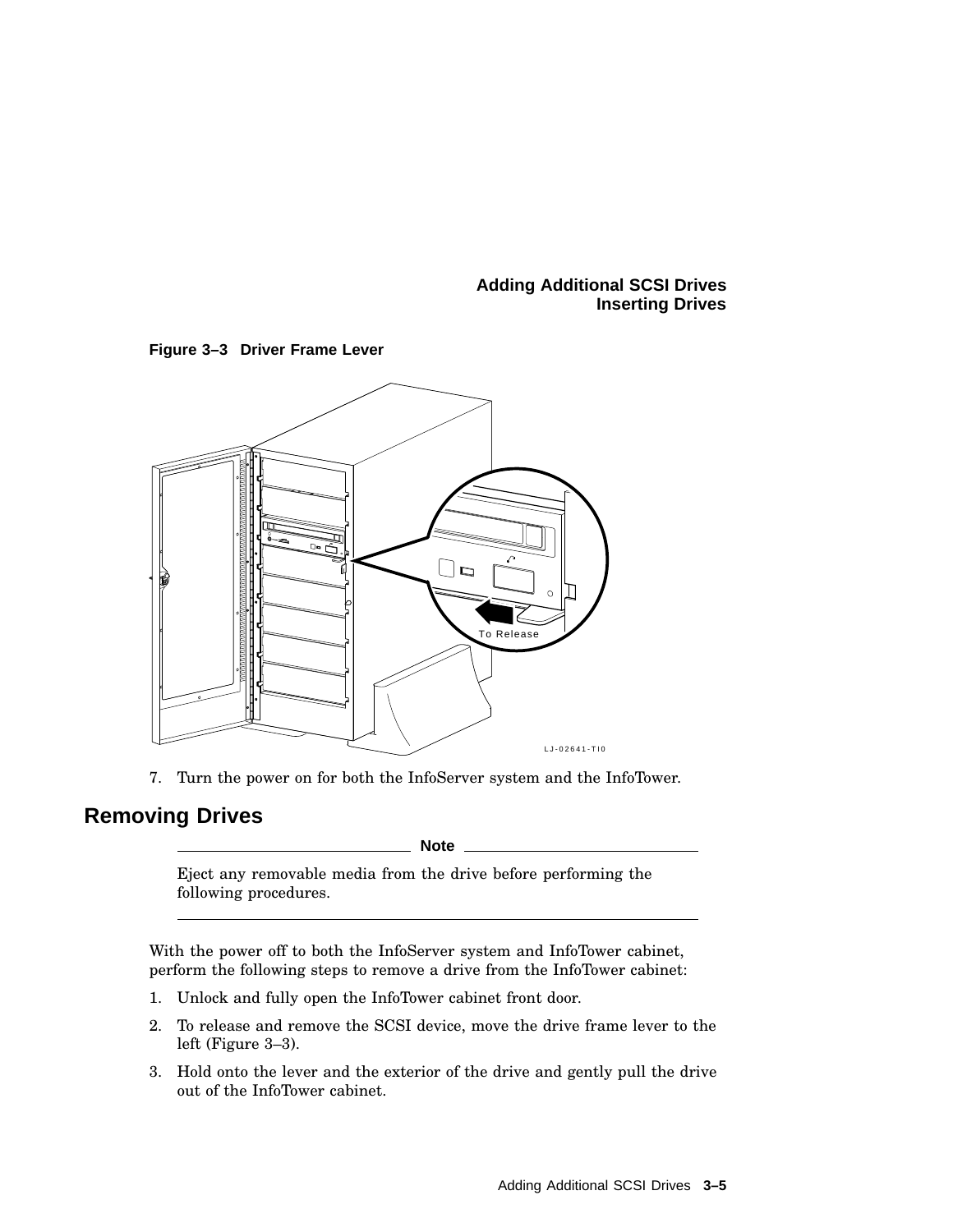**Figure 3–3 Driver Frame Lever**

7. Turn the power on for both the InfoServer system and the InfoTower.

## Removing Drives

**Note**

Eject any removable media from the drive before performing the following procedures.

With the power off to both the InfoServer system and InfoTower cabinet, perform the following steps to remove a drive from the InfoTower cabinet:

1. Unlock and fully open the InfoTower cabinet front door.
2. To release and remove the SCSI device, move the drive frame lever to the left (Figure 3–3).
3. Hold onto the lever and the exterior of the drive and gently pull the drive out of the InfoTower cabinet.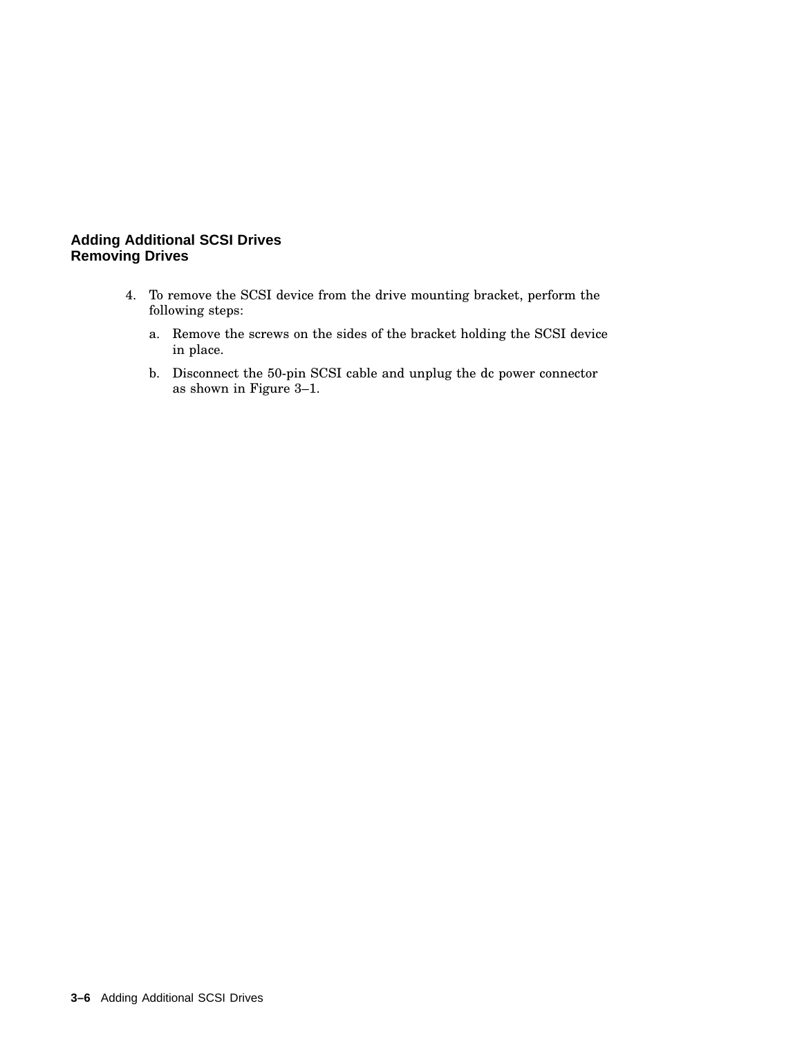4. To remove the SCSI device from the drive mounting bracket, perform the following steps:

   a. Remove the screws on the sides of the bracket holding the SCSI device in place.

   b. Disconnect the 50-pin SCSI cable and unplug the dc power connector as shown in Figure 3–1.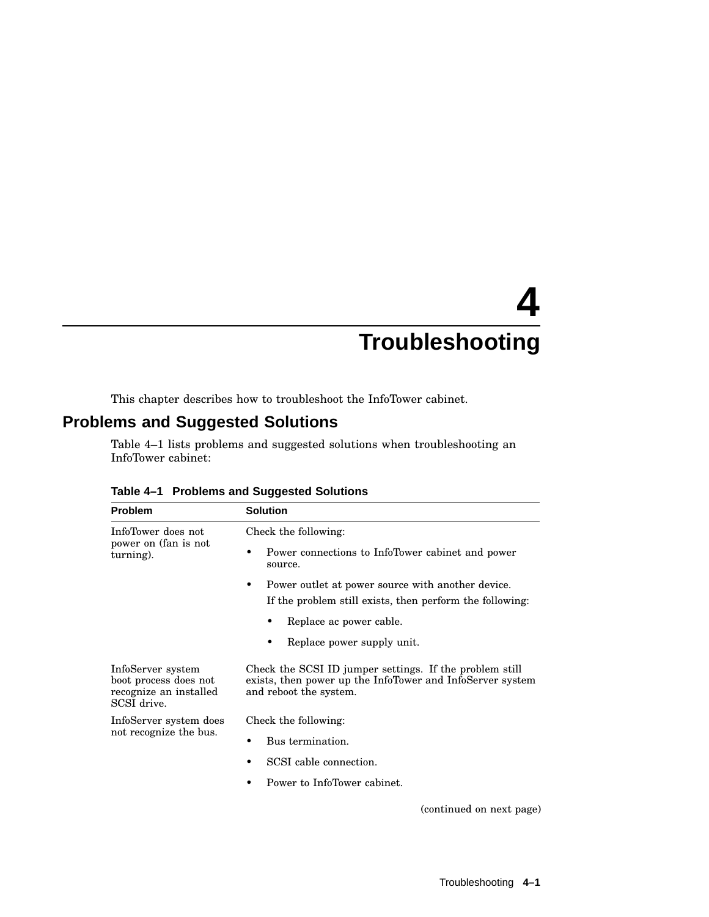# 4 Troubleshooting

This chapter describes how to troubleshoot the InfoTower cabinet.

## Problems and Suggested Solutions

Table 4–1 lists problems and suggested solutions when troubleshooting an InfoTower cabinet:

**Table 4–1 Problems and Suggested Solutions**

| Problem | Solution |
|---|---|
| InfoTower does not power on (fan is not turning). | Check the following:<br>• Power connections to InfoTower cabinet and power source.<br>• Power outlet at power source with another device.<br>If the problem still exists, then perform the following:<br>  • Replace ac power cable.<br>  • Replace power supply unit. |
| InfoServer system boot process does not recognize an installed SCSI drive. | Check the SCSI ID jumper settings. If the problem still exists, then power up the InfoTower and InfoServer system and reboot the system. |
| InfoServer system does not recognize the bus. | Check the following:<br>• Bus termination.<br>• SCSI cable connection.<br>• Power to InfoTower cabinet. |

(continued on next page)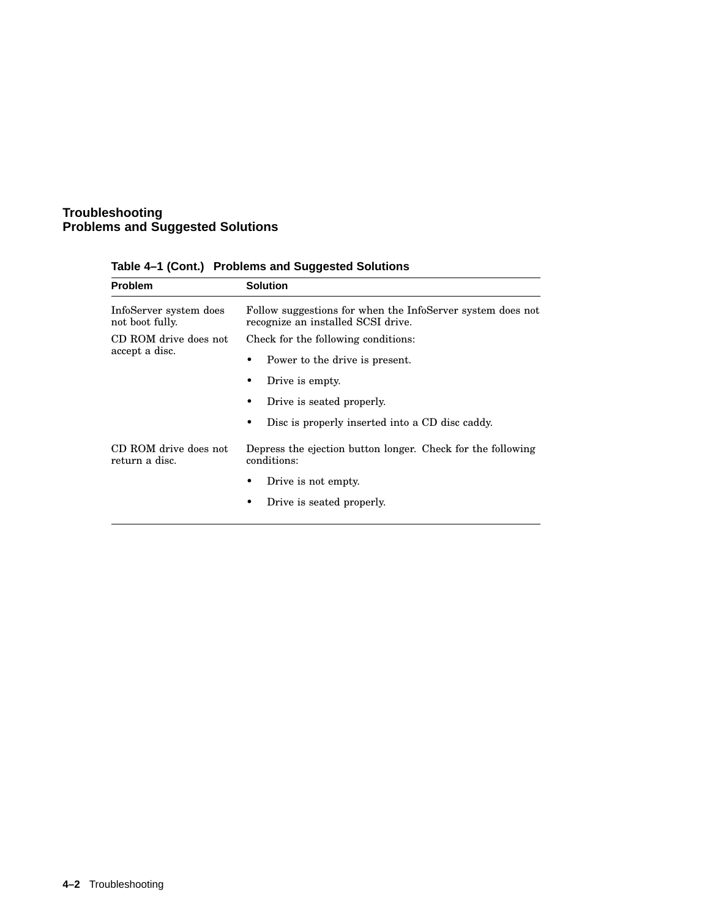# Troubleshooting
## Problems and Suggested Solutions

**Table 4–1 (Cont.) Problems and Suggested Solutions**

| Problem | Solution |
|---|---|
| InfoServer system does not boot fully. | Follow suggestions for when the InfoServer system does not recognize an installed SCSI drive. |
| CD ROM drive does not accept a disc. | Check for the following conditions:<br>• Power to the drive is present.<br>• Drive is empty.<br>• Drive is seated properly.<br>• Disc is properly inserted into a CD disc caddy. |
| CD ROM drive does not return a disc. | Depress the ejection button longer. Check for the following conditions:<br>• Drive is not empty.<br>• Drive is seated properly. |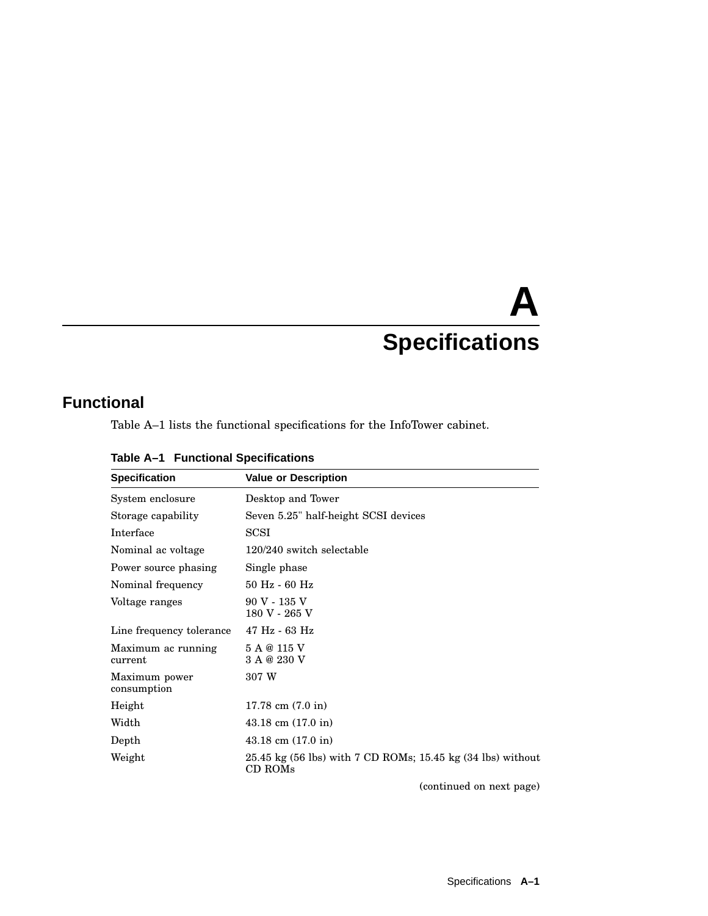# A Specifications

## Functional

Table A–1 lists the functional specifications for the InfoTower cabinet.

**Table A–1 Functional Specifications**

| Specification | Value or Description |
|---|---|
| System enclosure | Desktop and Tower |
| Storage capability | Seven 5.25" half-height SCSI devices |
| Interface | SCSI |
| Nominal ac voltage | 120/240 switch selectable |
| Power source phasing | Single phase |
| Nominal frequency | 50 Hz - 60 Hz |
| Voltage ranges | 90 V - 135 V<br>180 V - 265 V |
| Line frequency tolerance | 47 Hz - 63 Hz |
| Maximum ac running current | 5 A @ 115 V<br>3 A @ 230 V |
| Maximum power consumption | 307 W |
| Height | 17.78 cm (7.0 in) |
| Width | 43.18 cm (17.0 in) |
| Depth | 43.18 cm (17.0 in) |
| Weight | 25.45 kg (56 lbs) with 7 CD ROMs; 15.45 kg (34 lbs) without CD ROMs |

(continued on next page)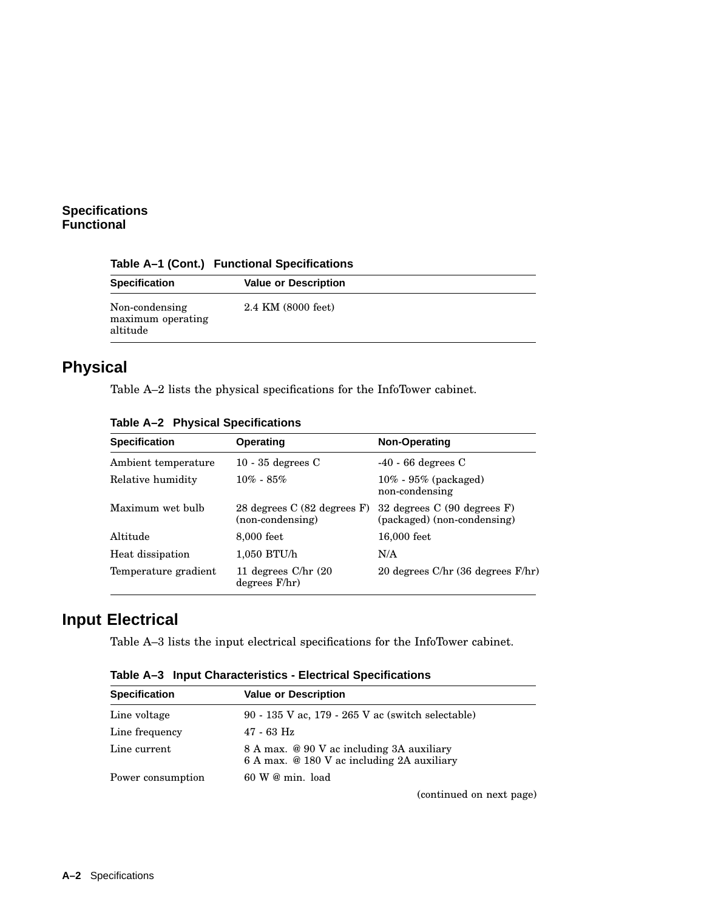**Table A–1 (Cont.) Functional Specifications**

| Specification | Value or Description |
|---|---|
| Non-condensing maximum operating altitude | 2.4 KM (8000 feet) |

## Physical

Table A–2 lists the physical specifications for the InfoTower cabinet.

**Table A–2 Physical Specifications**

| Specification | Operating | Non-Operating |
|---|---|---|
| Ambient temperature | 10 - 35 degrees C | -40 - 66 degrees C |
| Relative humidity | 10% - 85% | 10% - 95% (packaged) non-condensing |
| Maximum wet bulb | 28 degrees C (82 degrees F) (non-condensing) | 32 degrees C (90 degrees F) (packaged) (non-condensing) |
| Altitude | 8,000 feet | 16,000 feet |
| Heat dissipation | 1,050 BTU/h | N/A |
| Temperature gradient | 11 degrees C/hr (20 degrees F/hr) | 20 degrees C/hr (36 degrees F/hr) |

## Input Electrical

Table A–3 lists the input electrical specifications for the InfoTower cabinet.

**Table A–3 Input Characteristics - Electrical Specifications**

| Specification | Value or Description |
|---|---|
| Line voltage | 90 - 135 V ac, 179 - 265 V ac (switch selectable) |
| Line frequency | 47 - 63 Hz |
| Line current | 8 A max. @ 90 V ac including 3A auxiliary<br>6 A max. @ 180 V ac including 2A auxiliary |
| Power consumption | 60 W @ min. load |

(continued on next page)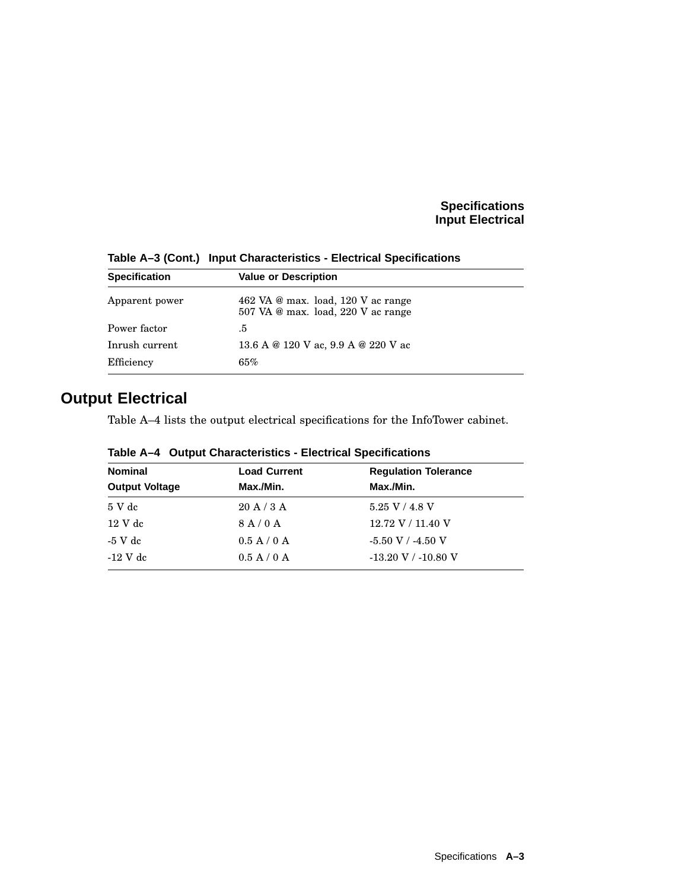**Table A–3 (Cont.) Input Characteristics - Electrical Specifications**

| Specification | Value or Description |
|---|---|
| Apparent power | 462 VA @ max. load, 120 V ac range<br>507 VA @ max. load, 220 V ac range |
| Power factor | .5 |
| Inrush current | 13.6 A @ 120 V ac, 9.9 A @ 220 V ac |
| Efficiency | 65% |

## Output Electrical

Table A–4 lists the output electrical specifications for the InfoTower cabinet.

**Table A–4 Output Characteristics - Electrical Specifications**

| Nominal Output Voltage | Load Current Max./Min. | Regulation Tolerance Max./Min. |
|---|---|---|
| 5 V dc | 20 A / 3 A | 5.25 V / 4.8 V |
| 12 V dc | 8 A / 0 A | 12.72 V / 11.40 V |
| -5 V dc | 0.5 A / 0 A | -5.50 V / -4.50 V |
| -12 V dc | 0.5 A / 0 A | -13.20 V / -10.80 V |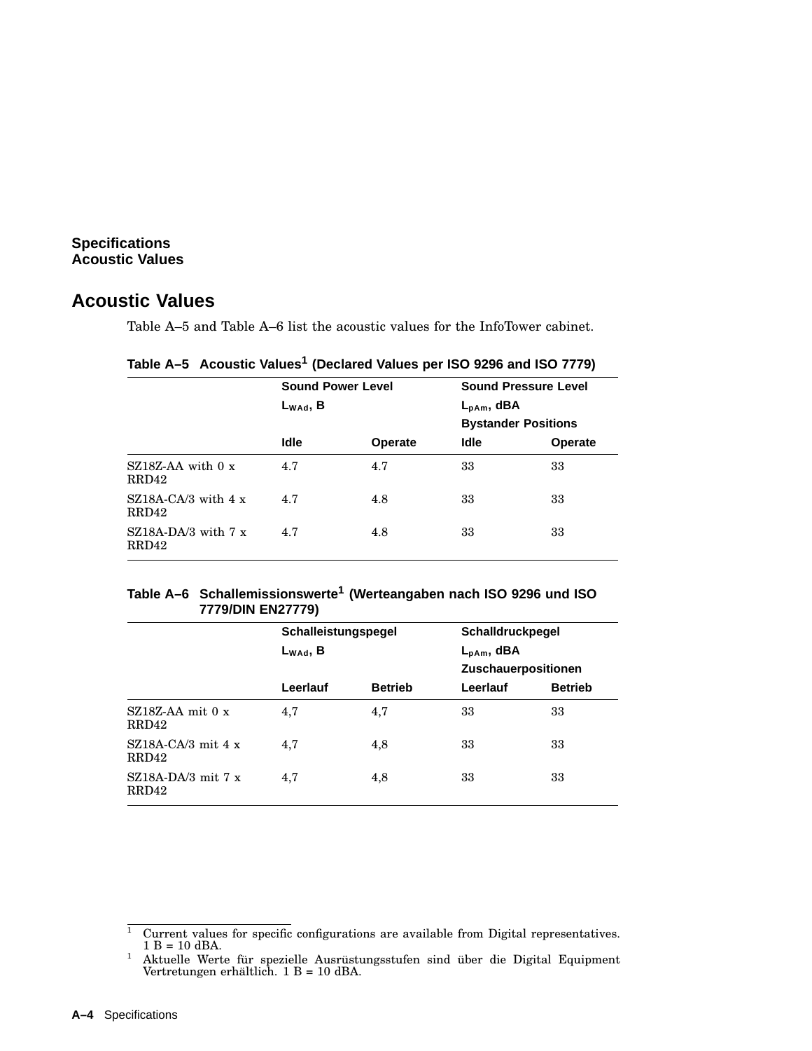## Acoustic Values

Table A–5 and Table A–6 list the acoustic values for the InfoTower cabinet.

**Table A–5 Acoustic Values[1] (Declared Values per ISO 9296 and ISO 7779)**

| | Sound Power Level $L_{WAd}$, B | | Sound Pressure Level $L_{pAm}$, dBA Bystander Positions | |
|---|---|---|---|---|
| | Idle | Operate | Idle | Operate |
| SZ18Z-AA with 0 x RRD42 | 4.7 | 4.7 | 33 | 33 |
| SZ18A-CA/3 with 4 x RRD42 | 4.7 | 4.8 | 33 | 33 |
| SZ18A-DA/3 with 7 x RRD42 | 4.7 | 4.8 | 33 | 33 |

**Table A–6 Schallemissionswerte[1] (Werteangaben nach ISO 9296 und ISO 7779/DIN EN27779)**

| | Schalleistungspegel $L_{WAd}$, B | | Schalldruckpegel $L_{pAm}$, dBA Zuschauerpositionen | |
|---|---|---|---|---|
| | Leerlauf | Betrieb | Leerlauf | Betrieb |
| SZ18Z-AA mit 0 x RRD42 | 4,7 | 4,7 | 33 | 33 |
| SZ18A-CA/3 mit 4 x RRD42 | 4,7 | 4,8 | 33 | 33 |
| SZ18A-DA/3 mit 7 x RRD42 | 4,7 | 4,8 | 33 | 33 |

[1] Current values for specific configurations are available from Digital representatives. 1 B = 10 dBA.

[1] Aktuelle Werte für spezielle Ausrüstungsstufen sind über die Digital Equipment Vertretungen erhältlich. 1 B = 10 dBA.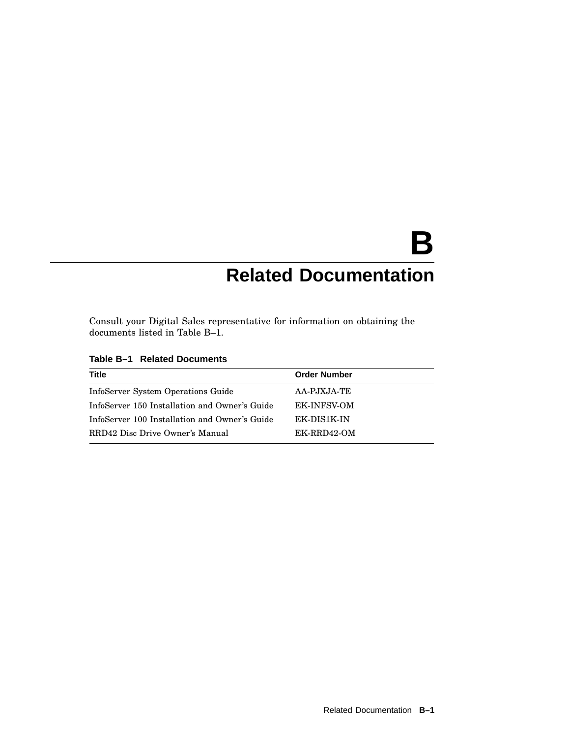# B
# Related Documentation

Consult your Digital Sales representative for information on obtaining the documents listed in Table B–1.

**Table B–1 Related Documents**

| Title | Order Number |
|---|---|
| InfoServer System Operations Guide | AA-PJXJA-TE |
| InfoServer 150 Installation and Owner's Guide | EK-INFSV-OM |
| InfoServer 100 Installation and Owner's Guide | EK-DIS1K-IN |
| RRD42 Disc Drive Owner's Manual | EK-RRD42-OM |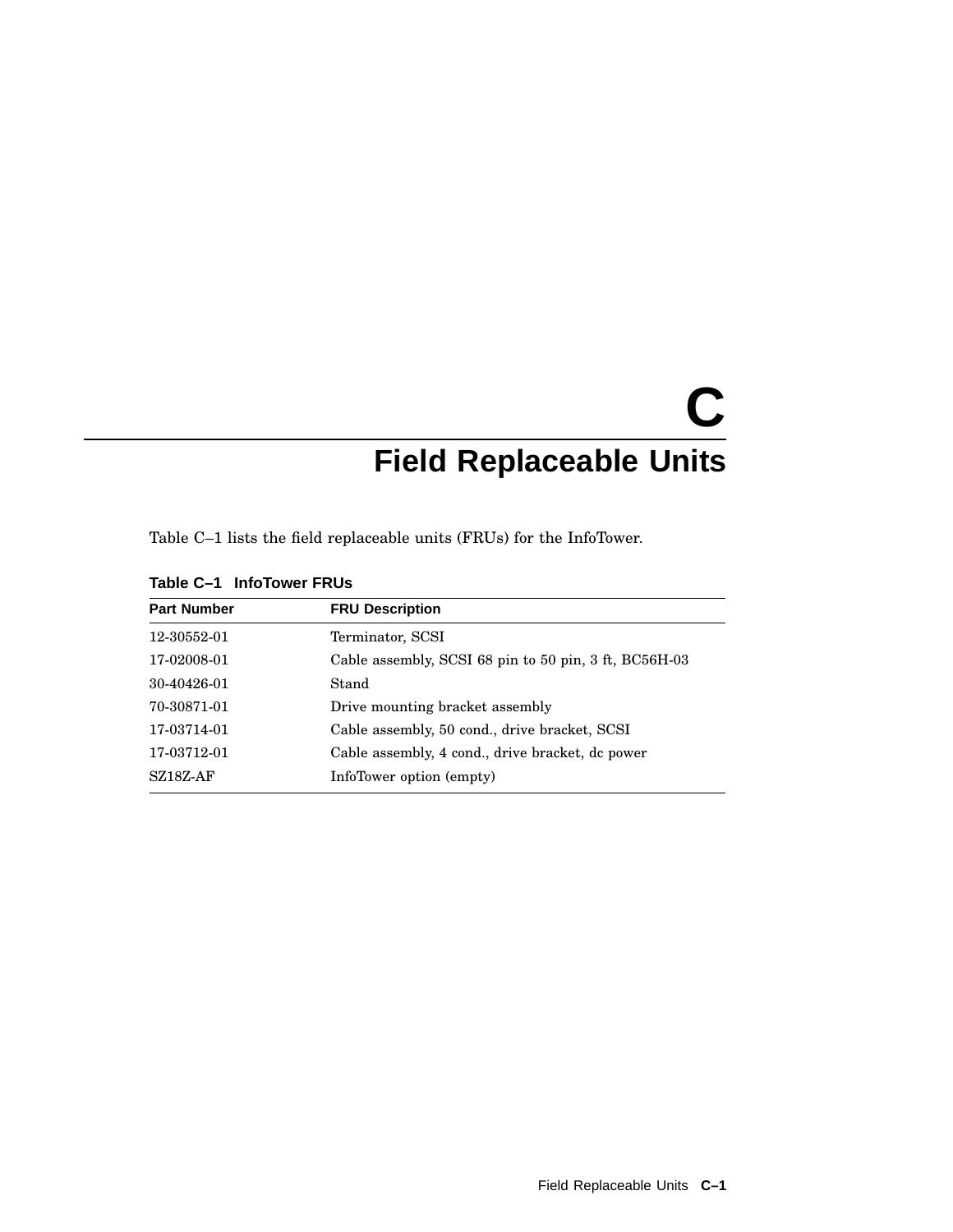# C Field Replaceable Units

Table C–1 lists the field replaceable units (FRUs) for the InfoTower.

**Table C–1 InfoTower FRUs**

| Part Number | FRU Description |
|---|---|
| 12-30552-01 | Terminator, SCSI |
| 17-02008-01 | Cable assembly, SCSI 68 pin to 50 pin, 3 ft, BC56H-03 |
| 30-40426-01 | Stand |
| 70-30871-01 | Drive mounting bracket assembly |
| 17-03714-01 | Cable assembly, 50 cond., drive bracket, SCSI |
| 17-03712-01 | Cable assembly, 4 cond., drive bracket, dc power |
| SZ18Z-AF | InfoTower option (empty) |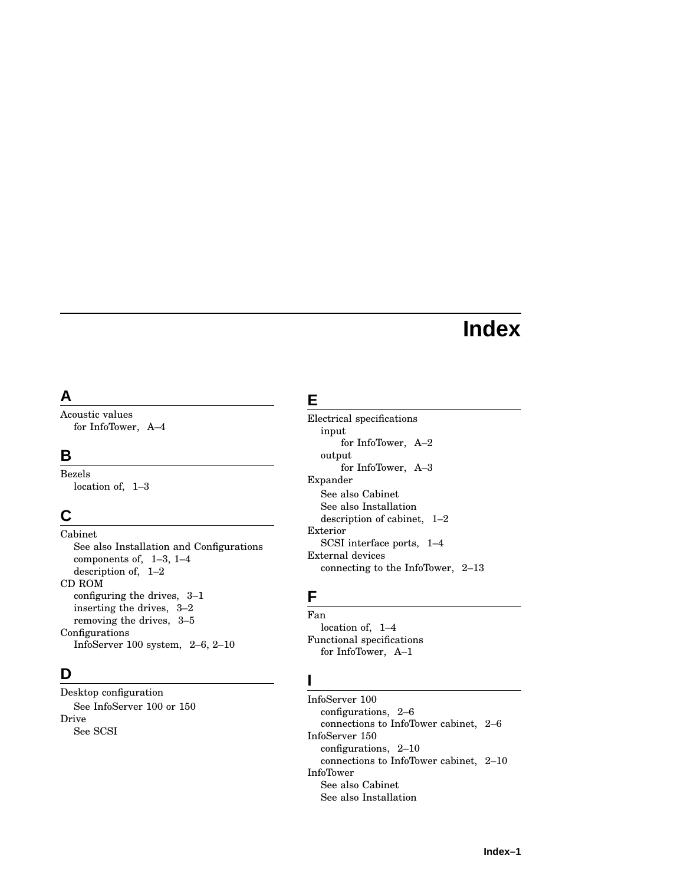# Index

## A

Acoustic values
- for InfoTower, A–4

## B

Bezels
- location of, 1–3

## C

Cabinet
- See also Installation and Configurations
- components of, 1–3, 1–4
- description of, 1–2

CD ROM
- configuring the drives, 3–1
- inserting the drives, 3–2
- removing the drives, 3–5

Configurations
- InfoServer 100 system, 2–6, 2–10

## D

Desktop configuration
- See InfoServer 100 or 150

Drive
- See SCSI

## E

Electrical specifications
- input
  - for InfoTower, A–2
- output
  - for InfoTower, A–3

Expander
- See also Cabinet
- See also Installation
- description of cabinet, 1–2

Exterior
- SCSI interface ports, 1–4

External devices
- connecting to the InfoTower, 2–13

## F

Fan
- location of, 1–4

Functional specifications
- for InfoTower, A–1

## I

InfoServer 100
- configurations, 2–6
- connections to InfoTower cabinet, 2–6

InfoServer 150
- configurations, 2–10
- connections to InfoTower cabinet, 2–10

InfoTower
- See also Cabinet
- See also Installation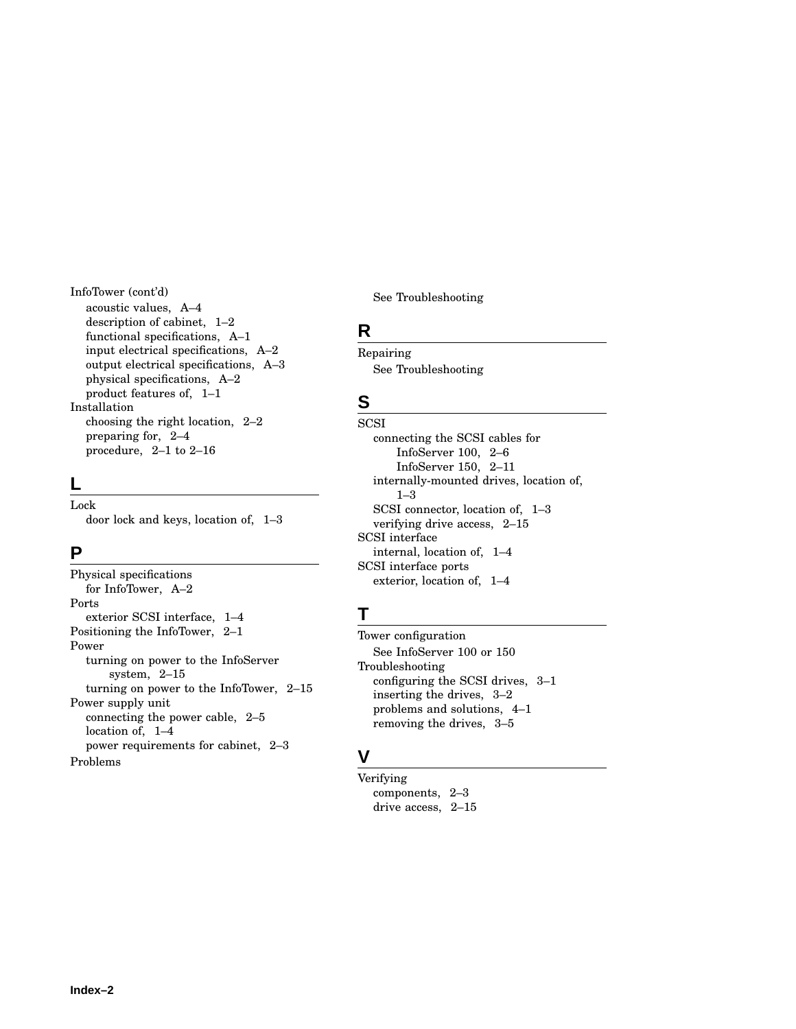InfoTower (cont'd)
- acoustic values, A–4
- description of cabinet, 1–2
- functional specifications, A–1
- input electrical specifications, A–2
- output electrical specifications, A–3
- physical specifications, A–2
- product features of, 1–1

Installation
- choosing the right location, 2–2
- preparing for, 2–4
- procedure, 2–1 to 2–16

## L

Lock
- door lock and keys, location of, 1–3

## P

Physical specifications
- for InfoTower, A–2

Ports
- exterior SCSI interface, 1–4

Positioning the InfoTower, 2–1

Power
- turning on power to the InfoServer system, 2–15
- turning on power to the InfoTower, 2–15

Power supply unit
- connecting the power cable, 2–5
- location of, 1–4
- power requirements for cabinet, 2–3

Problems
- See Troubleshooting

## R

Repairing
- See Troubleshooting

## S

SCSI
- connecting the SCSI cables for
  - InfoServer 100, 2–6
  - InfoServer 150, 2–11
- internally-mounted drives, location of, 1–3
- SCSI connector, location of, 1–3
- verifying drive access, 2–15

SCSI interface
- internal, location of, 1–4

SCSI interface ports
- exterior, location of, 1–4

## T

Tower configuration
- See InfoServer 100 or 150

Troubleshooting
- configuring the SCSI drives, 3–1
- inserting the drives, 3–2
- problems and solutions, 4–1
- removing the drives, 3–5

## V

Verifying
- components, 2–3
- drive access, 2–15